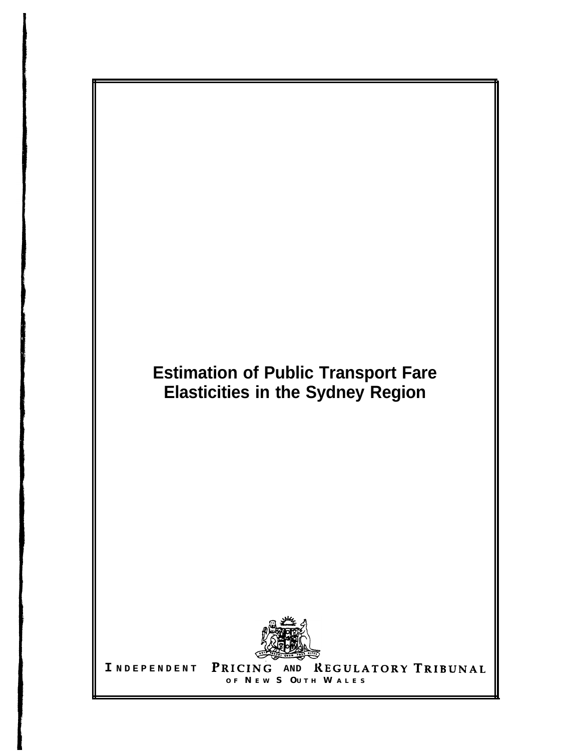# Estimation of Public Transport Fare Elasticities in the Sydney Region

INDEPENDENT PRICING AND REGULATORY TRIBUNAL
OF NEW SOUTH WALES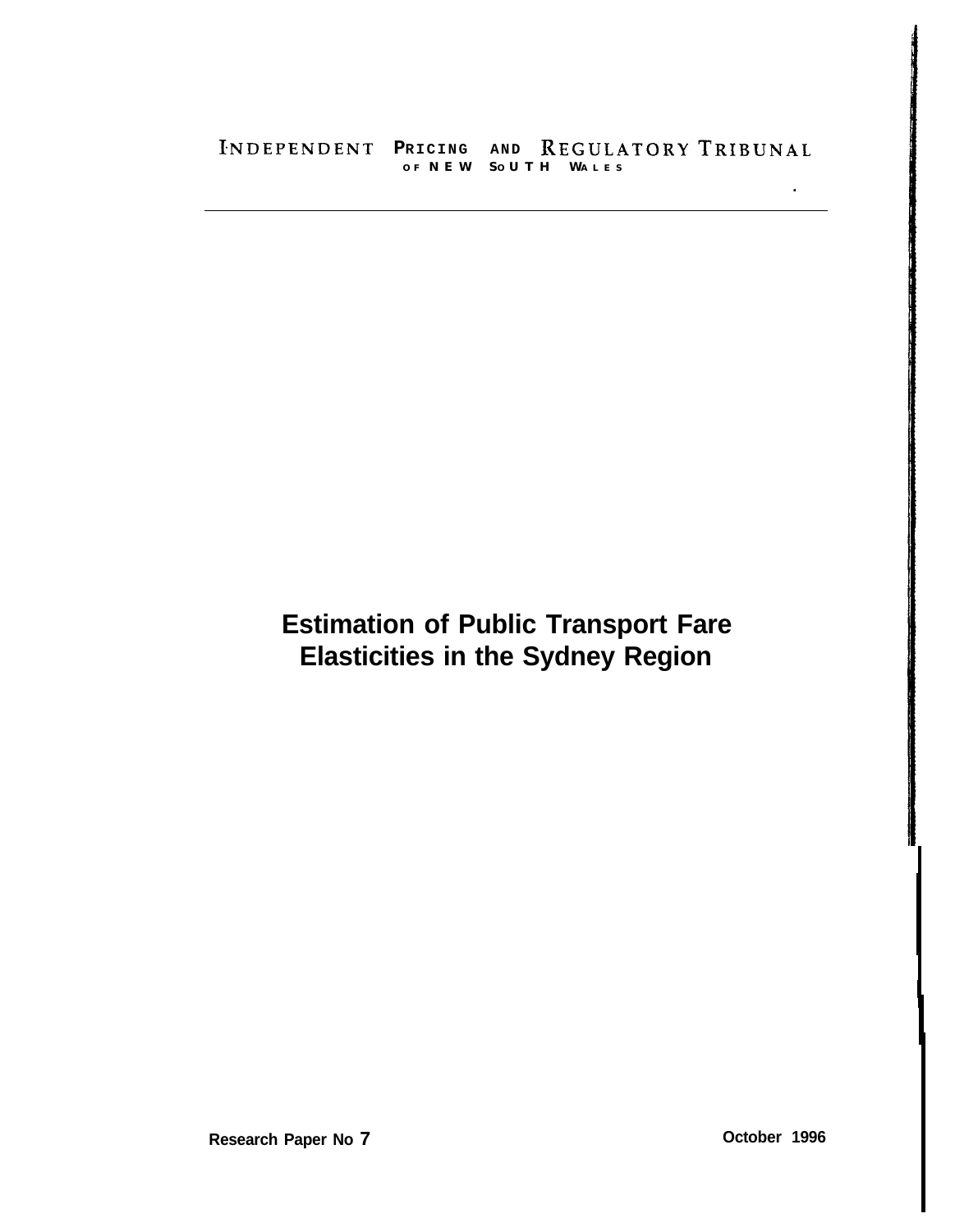INDEPENDENT PRICING AND REGULATORY TRIBUNAL
OF NEW SOUTH WALES

# Estimation of Public Transport Fare Elasticities in the Sydney Region

Research Paper No 7

October 1996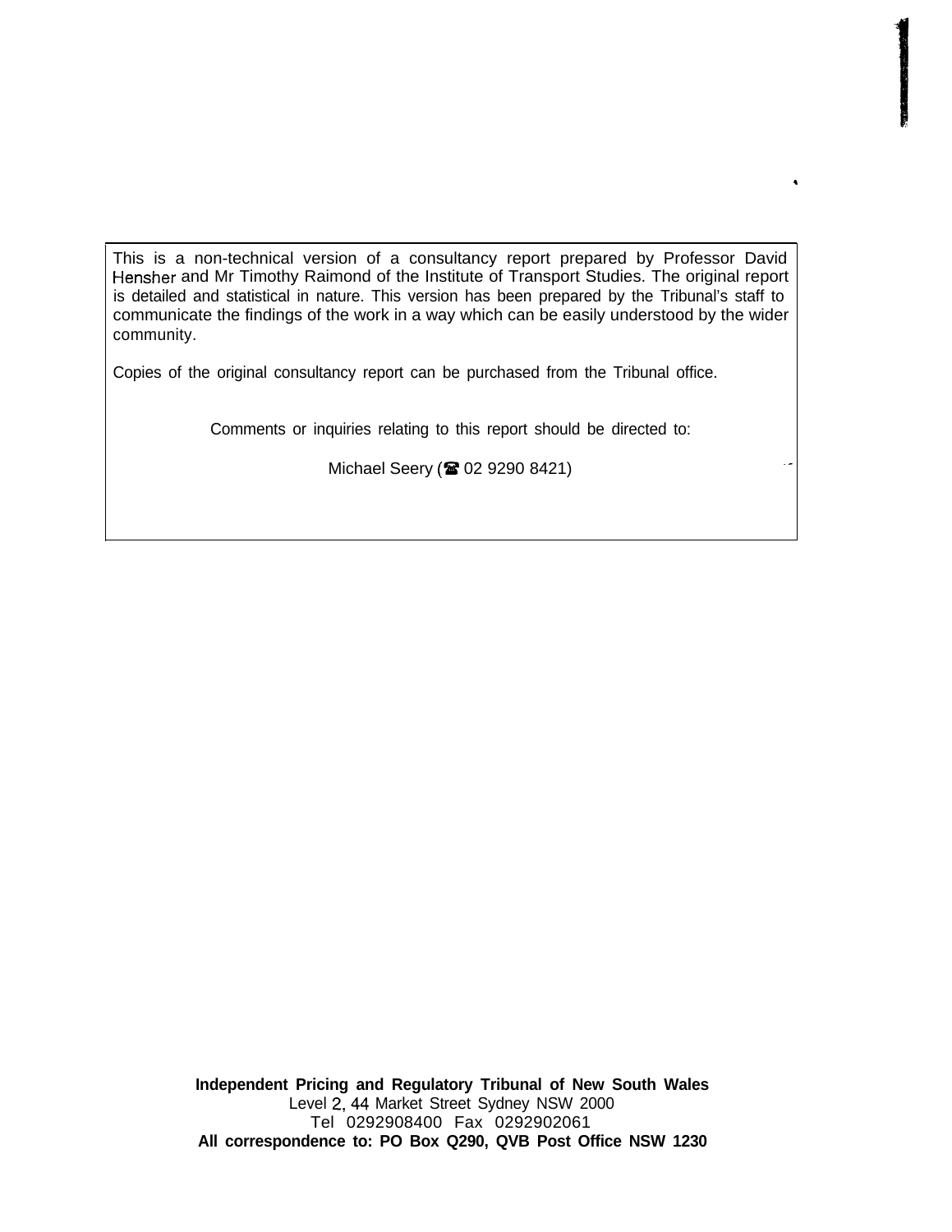This is a non-technical version of a consultancy report prepared by Professor David Hensher and Mr Timothy Raimond of the Institute of Transport Studies. The original report is detailed and statistical in nature. This version has been prepared by the Tribunal's staff to communicate the findings of the work in a way which can be easily understood by the wider community.

Copies of the original consultancy report can be purchased from the Tribunal office.

Comments or inquiries relating to this report should be directed to:

Michael Seery (☎ 02 9290 8421)

**Independent Pricing and Regulatory Tribunal of New South Wales**
Level 2, 44 Market Street Sydney NSW 2000
Tel 0292908400 Fax 0292902061
**All correspondence to: PO Box Q290, QVB Post Office NSW 1230**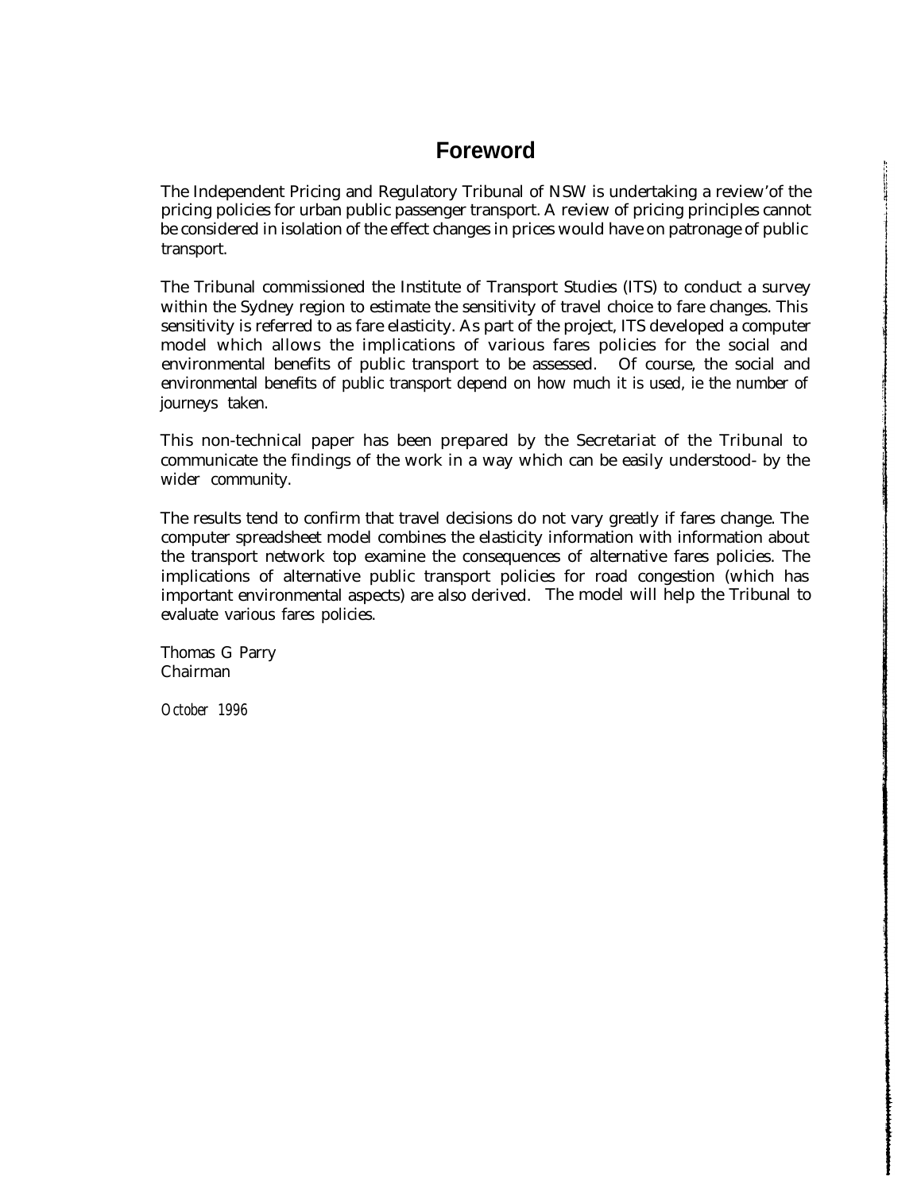# Foreword

The Independent Pricing and Regulatory Tribunal of NSW is undertaking a review'of the pricing policies for urban public passenger transport. A review of pricing principles cannot be considered in isolation of the effect changes in prices would have on patronage of public transport.

The Tribunal commissioned the Institute of Transport Studies (ITS) to conduct a survey within the Sydney region to estimate the sensitivity of travel choice to fare changes. This sensitivity is referred to as fare elasticity. As part of the project, ITS developed a computer model which allows the implications of various fares policies for the social and environmental benefits of public transport to be assessed. Of course, the social and environmental benefits of public transport depend on how much it is used, ie the number of journeys taken.

This non-technical paper has been prepared by the Secretariat of the Tribunal to communicate the findings of the work in a way which can be easily understood- by the wider community.

The results tend to confirm that travel decisions do not vary greatly if fares change. The computer spreadsheet model combines the elasticity information with information about the transport network top examine the consequences of alternative fares policies. The implications of alternative public transport policies for road congestion (which has important environmental aspects) are also derived. The model will help the Tribunal to evaluate various fares policies.

Thomas G Parry
Chairman

*October 1996*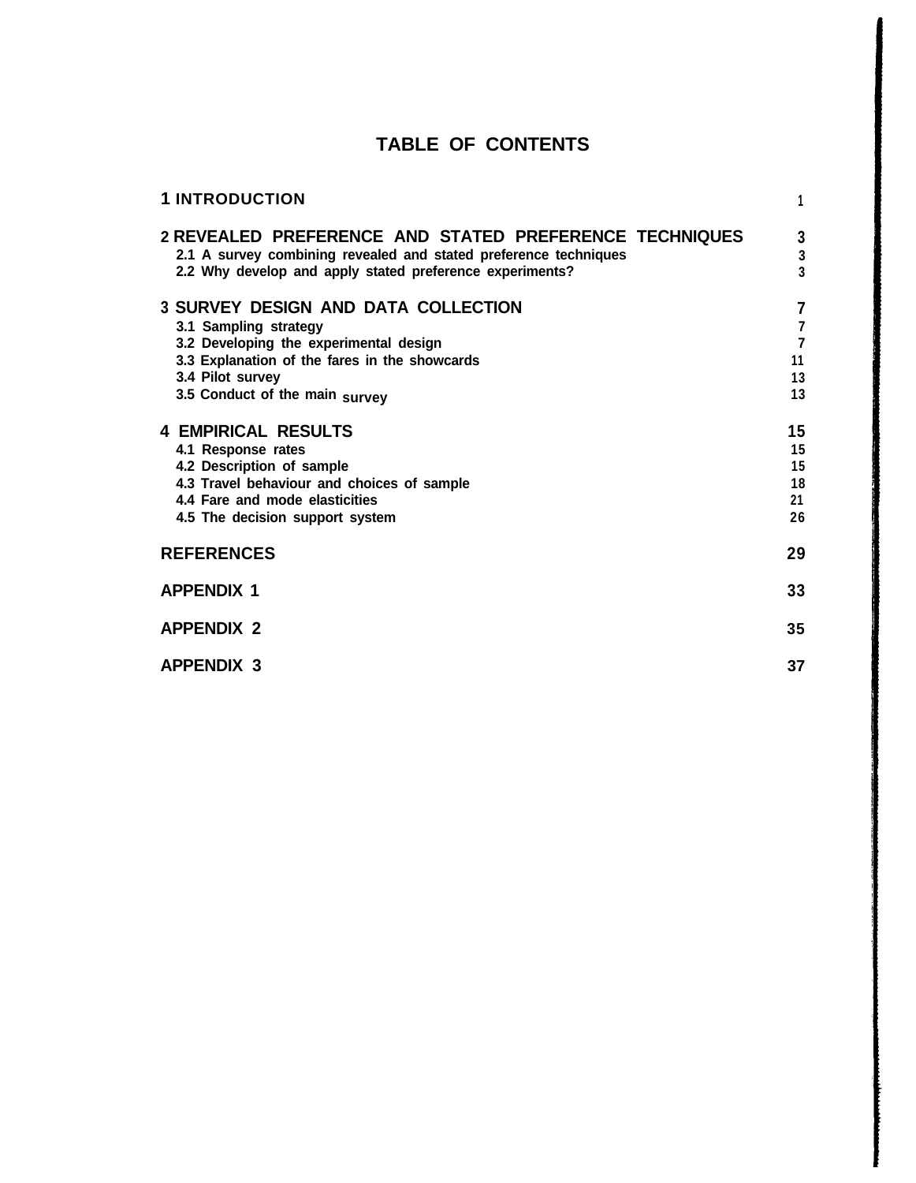# TABLE OF CONTENTS

| | |
|---|---|
| **1 INTRODUCTION** | 1 |
| **2 REVEALED PREFERENCE AND STATED PREFERENCE TECHNIQUES** | 3 |
| 2.1 A survey combining revealed and stated preference techniques | 3 |
| 2.2 Why develop and apply stated preference experiments? | 3 |
| **3 SURVEY DESIGN AND DATA COLLECTION** | 7 |
| 3.1 Sampling strategy | 7 |
| 3.2 Developing the experimental design | 7 |
| 3.3 Explanation of the fares in the showcards | 11 |
| 3.4 Pilot survey | 13 |
| 3.5 Conduct of the main survey | 13 |
| **4 EMPIRICAL RESULTS** | 15 |
| 4.1 Response rates | 15 |
| 4.2 Description of sample | 15 |
| 4.3 Travel behaviour and choices of sample | 18 |
| 4.4 Fare and mode elasticities | 21 |
| 4.5 The decision support system | 26 |
| **REFERENCES** | 29 |
| **APPENDIX 1** | 33 |
| **APPENDIX 2** | 35 |
| **APPENDIX 3** | 37 |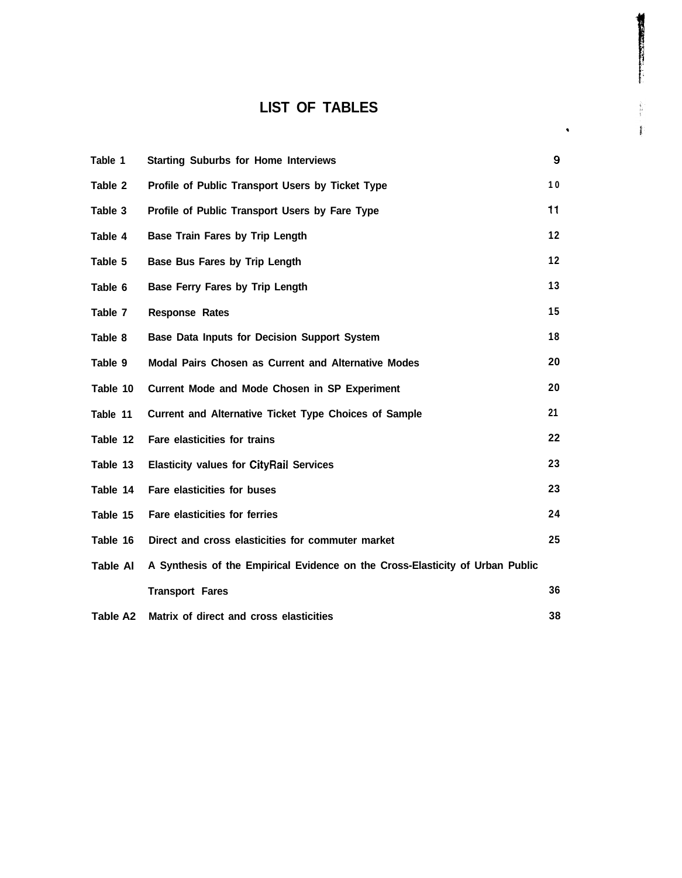# LIST OF TABLES

| | | |
|---|---|---|
| Table 1 | Starting Suburbs for Home Interviews | 9 |
| Table 2 | Profile of Public Transport Users by Ticket Type | 10 |
| Table 3 | Profile of Public Transport Users by Fare Type | 11 |
| Table 4 | Base Train Fares by Trip Length | 12 |
| Table 5 | Base Bus Fares by Trip Length | 12 |
| Table 6 | Base Ferry Fares by Trip Length | 13 |
| Table 7 | Response Rates | 15 |
| Table 8 | Base Data Inputs for Decision Support System | 18 |
| Table 9 | Modal Pairs Chosen as Current and Alternative Modes | 20 |
| Table 10 | Current Mode and Mode Chosen in SP Experiment | 20 |
| Table 11 | Current and Alternative Ticket Type Choices of Sample | 21 |
| Table 12 | Fare elasticities for trains | 22 |
| Table 13 | Elasticity values for CityRail Services | 23 |
| Table 14 | Fare elasticities for buses | 23 |
| Table 15 | Fare elasticities for ferries | 24 |
| Table 16 | Direct and cross elasticities for commuter market | 25 |
| Table Al | A Synthesis of the Empirical Evidence on the Cross-Elasticity of Urban Public Transport Fares | 36 |
| Table A2 | Matrix of direct and cross elasticities | 38 |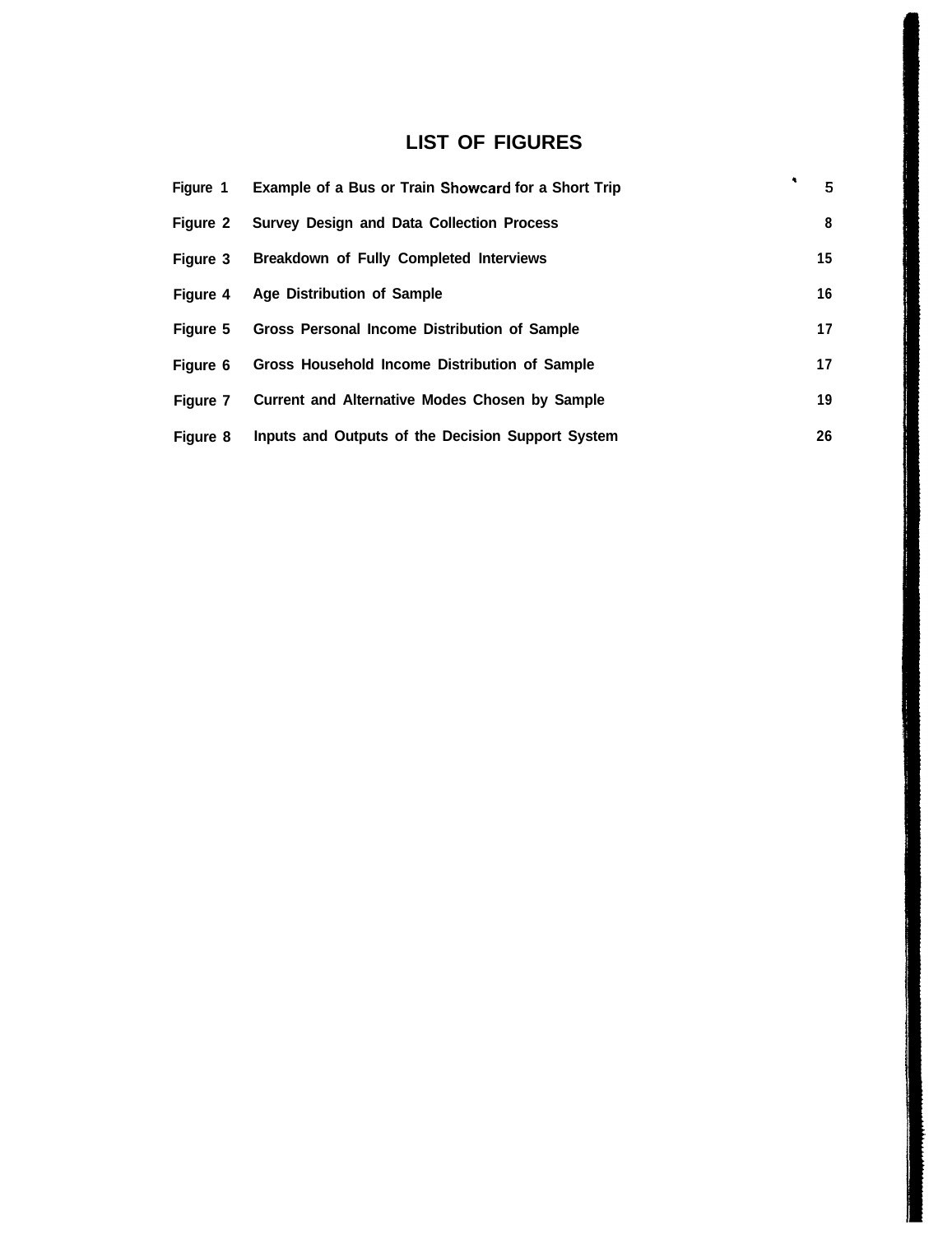# LIST OF FIGURES

| | | |
|---|---|---|
| Figure 1 | Example of a Bus or Train Showcard for a Short Trip | 5 |
| Figure 2 | Survey Design and Data Collection Process | 8 |
| Figure 3 | Breakdown of Fully Completed Interviews | 15 |
| Figure 4 | Age Distribution of Sample | 16 |
| Figure 5 | Gross Personal Income Distribution of Sample | 17 |
| Figure 6 | Gross Household Income Distribution of Sample | 17 |
| Figure 7 | Current and Alternative Modes Chosen by Sample | 19 |
| Figure 8 | Inputs and Outputs of the Decision Support System | 26 |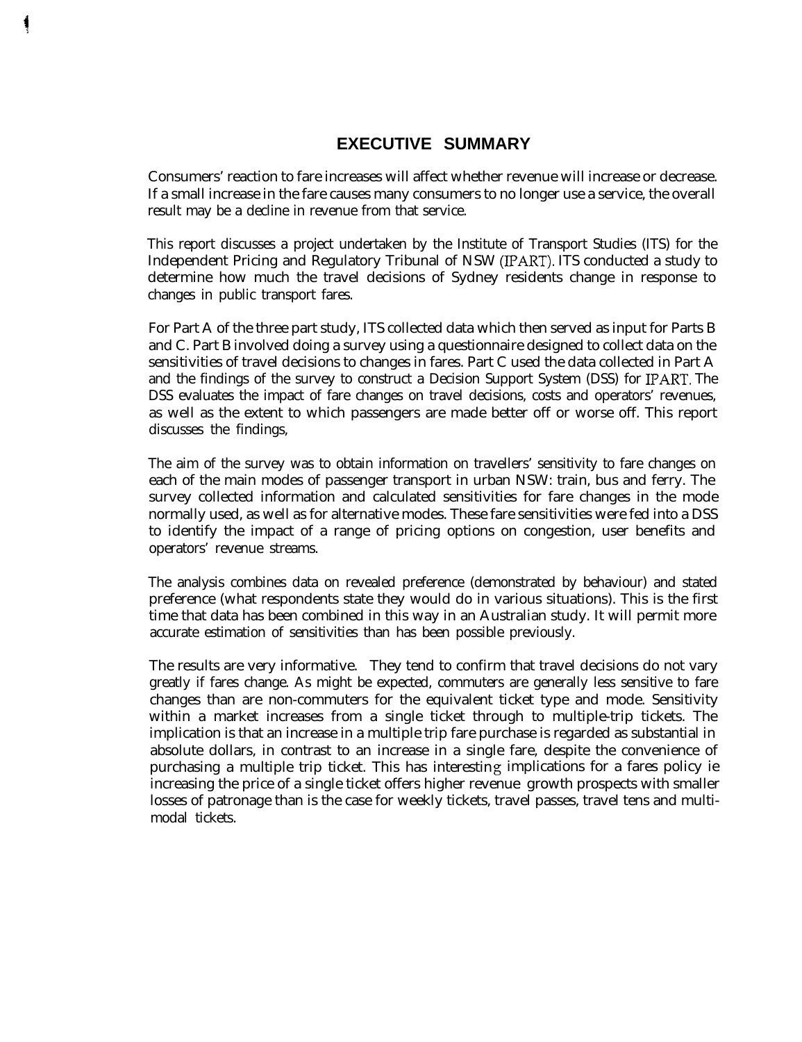## EXECUTIVE SUMMARY

Consumers' reaction to fare increases will affect whether revenue will increase or decrease. If a small increase in the fare causes many consumers to no longer use a service, the overall result may be a decline in revenue from that service.

This report discusses a project undertaken by the Institute of Transport Studies (ITS) for the Independent Pricing and Regulatory Tribunal of NSW (IPART). ITS conducted a study to determine how much the travel decisions of Sydney residents change in response to changes in public transport fares.

For Part A of the three part study, ITS collected data which then served as input for Parts B and C. Part B involved doing a survey using a questionnaire designed to collect data on the sensitivities of travel decisions to changes in fares. Part C used the data collected in Part A and the findings of the survey to construct a Decision Support System (DSS) for IPART. The DSS evaluates the impact of fare changes on travel decisions, costs and operators' revenues, as well as the extent to which passengers are made better off or worse off. This report discusses the findings,

The aim of the survey was to obtain information on travellers' sensitivity to fare changes on each of the main modes of passenger transport in urban NSW: train, bus and ferry. The survey collected information and calculated sensitivities for fare changes in the mode normally used, as well as for alternative modes. These fare sensitivities were fed into a DSS to identify the impact of a range of pricing options on congestion, user benefits and operators' revenue streams.

The analysis combines data on revealed preference (demonstrated by behaviour) and stated preference (what respondents state they would do in various situations). This is the first time that data has been combined in this way in an Australian study. It will permit more accurate estimation of sensitivities than has been possible previously.

The results are very informative. They tend to confirm that travel decisions do not vary greatly if fares change. As might be expected, commuters are generally less sensitive to fare changes than are non-commuters for the equivalent ticket type and mode. Sensitivity within a market increases from a single ticket through to multiple-trip tickets. The implication is that an increase in a multiple trip fare purchase is regarded as substantial in absolute dollars, in contrast to an increase in a single fare, despite the convenience of purchasing a multiple trip ticket. This has interesting implications for a fares policy ie increasing the price of a single ticket offers higher revenue growth prospects with smaller losses of patronage than is the case for weekly tickets, travel passes, travel tens and multi-modal tickets.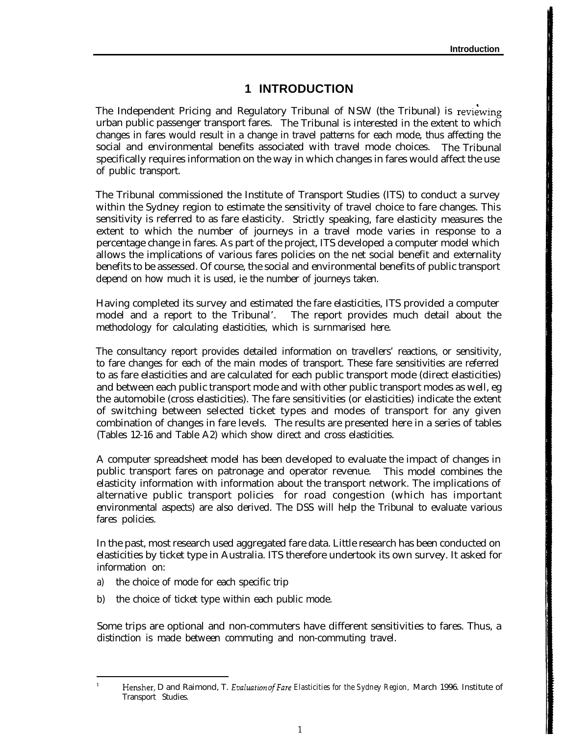# 1 INTRODUCTION

The Independent Pricing and Regulatory Tribunal of NSW (the Tribunal) is reviewing urban public passenger transport fares. The Tribunal is interested in the extent to which changes in fares would result in a change in travel patterns for each mode, thus affecting the social and environmental benefits associated with travel mode choices. The Tribunal specifically requires information on the way in which changes in fares would affect the use of public transport.

The Tribunal commissioned the Institute of Transport Studies (ITS) to conduct a survey within the Sydney region to estimate the sensitivity of travel choice to fare changes. This sensitivity is referred to as fare elasticity. Strictly speaking, fare elasticity measures the extent to which the number of journeys in a travel mode varies in response to a percentage change in fares. As part of the project, ITS developed a computer model which allows the implications of various fares policies on the net social benefit and externality benefits to be assessed. Of course, the social and environmental benefits of public transport depend on how much it is used, ie the number of journeys taken.

Having completed its survey and estimated the fare elasticities, ITS provided a computer model and a report to the Tribunal[1]. The report provides much detail about the methodology for calculating elasticities, which is surnmarised here.

The consultancy report provides detailed information on travellers' reactions, or sensitivity, to fare changes for each of the main modes of transport. These fare sensitivities are referred to as fare elasticities and are calculated for each public transport mode (direct elasticities) and between each public transport mode and with other public transport modes as well, eg the automobile (cross elasticities). The fare sensitivities (or elasticities) indicate the extent of switching between selected ticket types and modes of transport for any given combination of changes in fare levels. The results are presented here in a series of tables (Tables 12-16 and Table A2) which show direct and cross elasticities.

A computer spreadsheet model has been developed to evaluate the impact of changes in public transport fares on patronage and operator revenue. This model combines the elasticity information with information about the transport network. The implications of alternative public transport policies for road congestion (which has important environmental aspects) are also derived. The DSS will help the Tribunal to evaluate various fares policies.

In the past, most research used aggregated fare data. Little research has been conducted on elasticities by ticket type in Australia. ITS therefore undertook its own survey. It asked for information on:

a) the choice of mode for each specific trip

b) the choice of ticket type within each public mode.

Some trips are optional and non-commuters have different sensitivities to fares. Thus, a distinction is made between commuting and non-commuting travel.

---

[1] Hensher, D and Raimond, T. *Evaluation of Fare Elasticities for the Sydney Region,* March 1996. Institute of Transport Studies.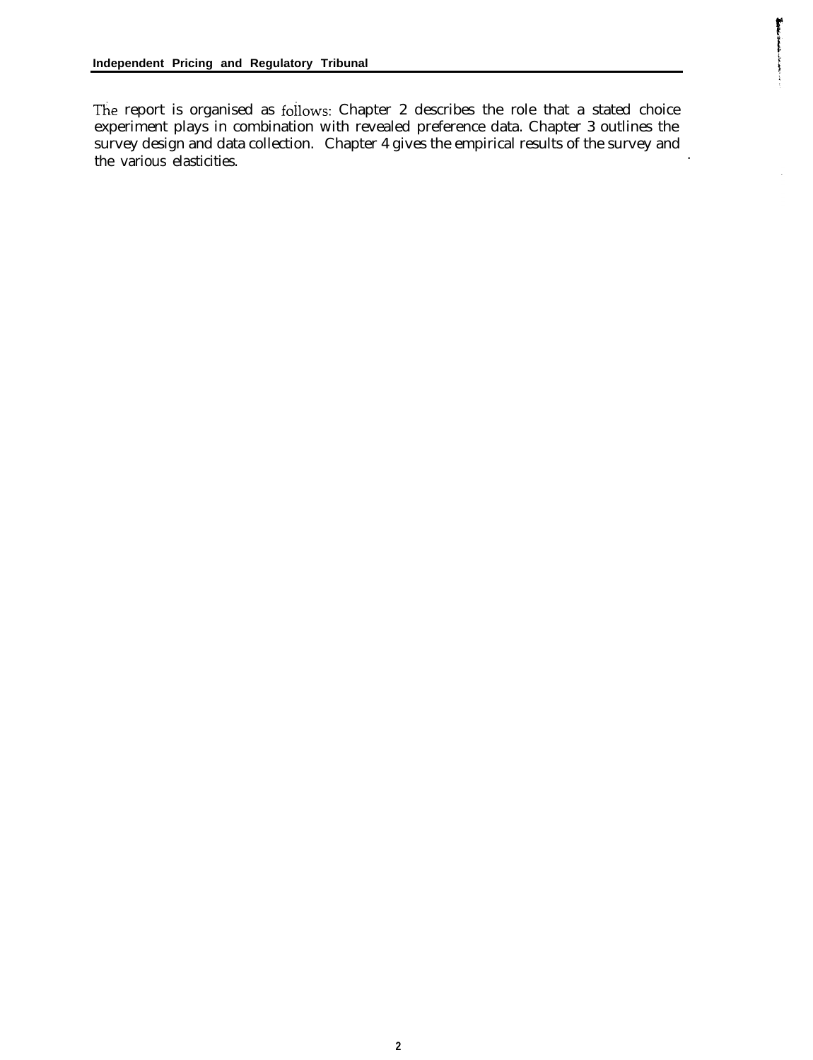The report is organised as follows: Chapter 2 describes the role that a stated choice experiment plays in combination with revealed preference data. Chapter 3 outlines the survey design and data collection. Chapter 4 gives the empirical results of the survey and the various elasticities.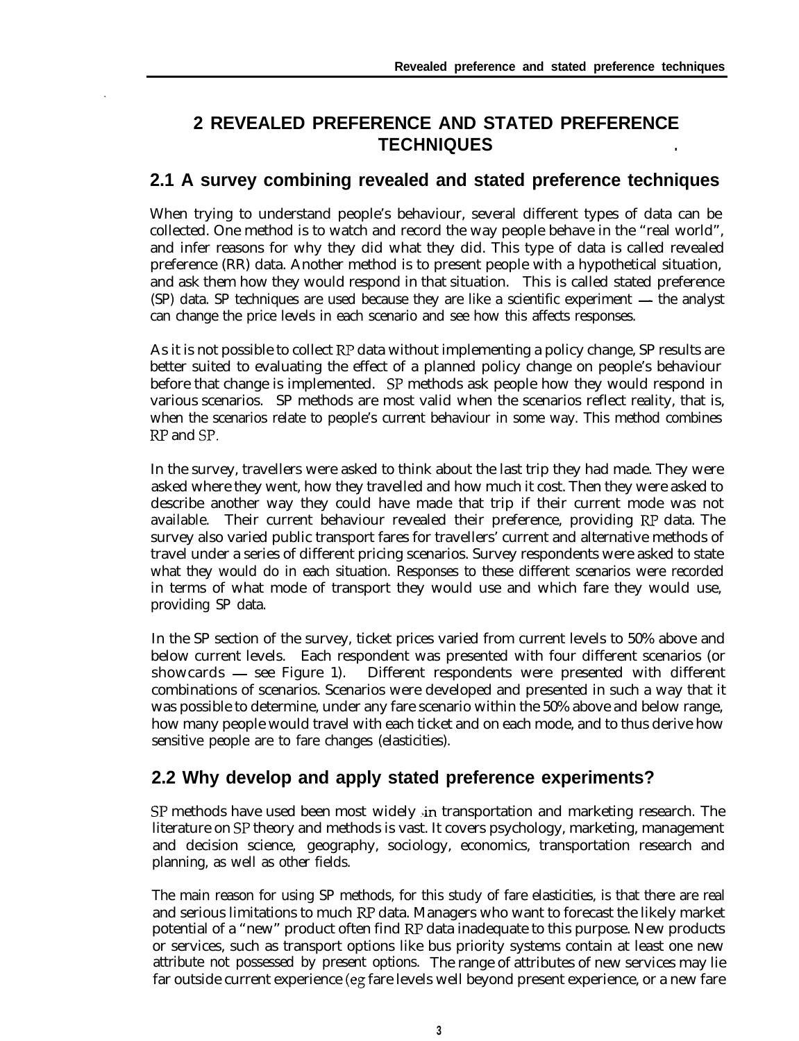# 2 REVEALED PREFERENCE AND STATED PREFERENCE TECHNIQUES

## 2.1 A survey combining revealed and stated preference techniques

When trying to understand people's behaviour, several different types of data can be collected. One method is to watch and record the way people behave in the "real world", and infer reasons for why they did what they did. This type of data is called revealed preference (RR) data. Another method is to present people with a hypothetical situation, and ask them how they would respond in that situation. This is called stated preference (SP) data. SP techniques are used because they are like a scientific experiment — the analyst can change the price levels in each scenario and see how this affects responses.

As it is not possible to collect RP data without implementing a policy change, SP results are better suited to evaluating the effect of a planned policy change on people's behaviour before that change is implemented. SP methods ask people how they would respond in various scenarios. SP methods are most valid when the scenarios reflect reality, that is, when the scenarios relate to people's current behaviour in some way. This method combines RP and SP.

In the survey, travellers were asked to think about the last trip they had made. They were asked where they went, how they travelled and how much it cost. Then they were asked to describe another way they could have made that trip if their current mode was not available. Their current behaviour revealed their preference, providing RP data. The survey also varied public transport fares for travellers' current and alternative methods of travel under a series of different pricing scenarios. Survey respondents were asked to state what they would do in each situation. Responses to these different scenarios were recorded in terms of what mode of transport they would use and which fare they would use, providing SP data.

In the SP section of the survey, ticket prices varied from current levels to 50% above and below current levels. Each respondent was presented with four different scenarios (or showcards — see Figure 1). Different respondents were presented with different combinations of scenarios. Scenarios were developed and presented in such a way that it was possible to determine, under any fare scenario within the 50% above and below range, how many people would travel with each ticket and on each mode, and to thus derive how sensitive people are to fare changes (elasticities).

## 2.2 Why develop and apply stated preference experiments?

SP methods have used been most widely in transportation and marketing research. The literature on SP theory and methods is vast. It covers psychology, marketing, management and decision science, geography, sociology, economics, transportation research and planning, as well as other fields.

The main reason for using SP methods, for this study of fare elasticities, is that there are real and serious limitations to much RP data. Managers who want to forecast the likely market potential of a "new" product often find RP data inadequate to this purpose. New products or services, such as transport options like bus priority systems contain at least one new attribute not possessed by present options. The range of attributes of new services may lie far outside current experience (eg fare levels well beyond present experience, or a new fare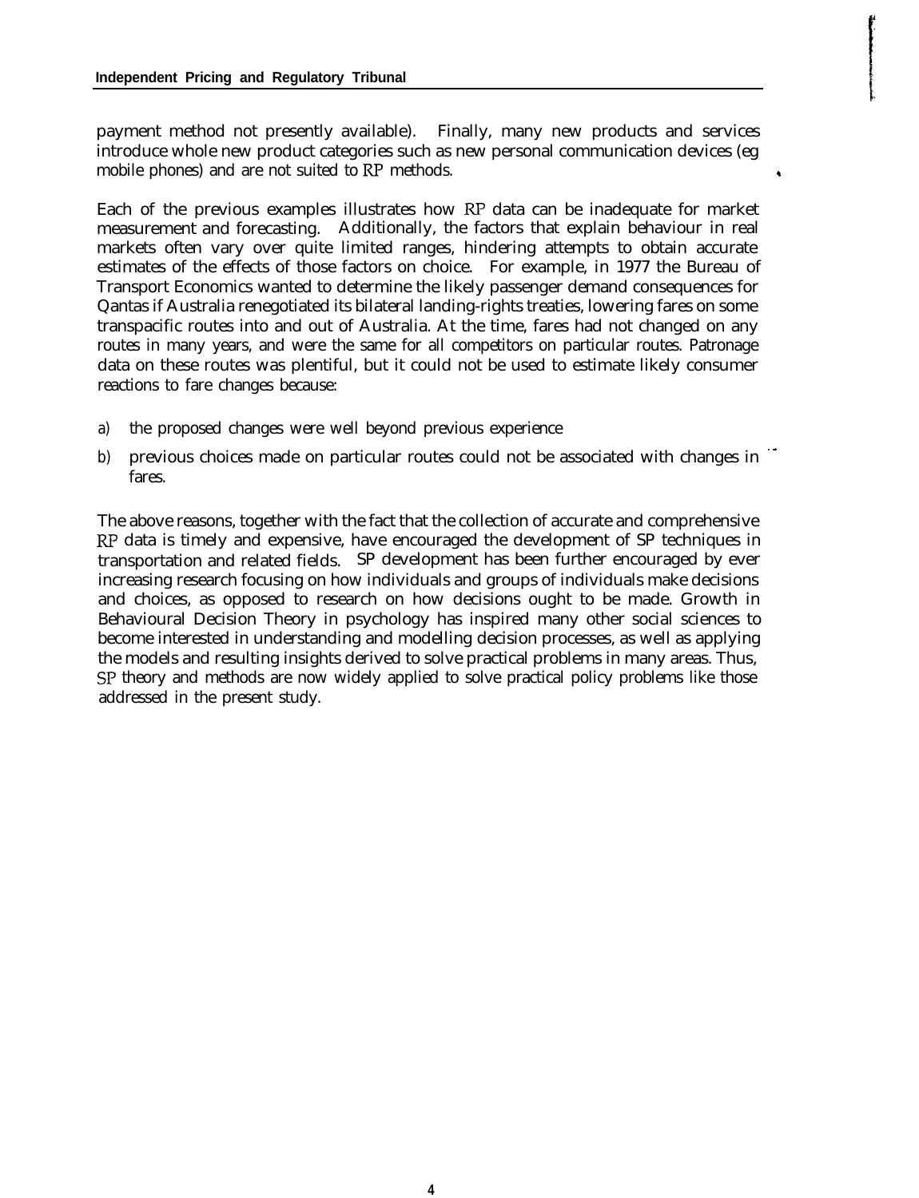payment method not presently available). Finally, many new products and services introduce whole new product categories such as new personal communication devices (eg mobile phones) and are not suited to RP methods.

Each of the previous examples illustrates how RP data can be inadequate for market measurement and forecasting. Additionally, the factors that explain behaviour in real markets often vary over quite limited ranges, hindering attempts to obtain accurate estimates of the effects of those factors on choice. For example, in 1977 the Bureau of Transport Economics wanted to determine the likely passenger demand consequences for Qantas if Australia renegotiated its bilateral landing-rights treaties, lowering fares on some transpacific routes into and out of Australia. At the time, fares had not changed on any routes in many years, and were the same for all competitors on particular routes. Patronage data on these routes was plentiful, but it could not be used to estimate likely consumer reactions to fare changes because:

a) the proposed changes were well beyond previous experience
b) previous choices made on particular routes could not be associated with changes in fares.

The above reasons, together with the fact that the collection of accurate and comprehensive RP data is timely and expensive, have encouraged the development of SP techniques in transportation and related fields. SP development has been further encouraged by ever increasing research focusing on how individuals and groups of individuals make decisions and choices, as opposed to research on how decisions ought to be made. Growth in Behavioural Decision Theory in psychology has inspired many other social sciences to become interested in understanding and modelling decision processes, as well as applying the models and resulting insights derived to solve practical problems in many areas. Thus, SP theory and methods are now widely applied to solve practical policy problems like those addressed in the present study.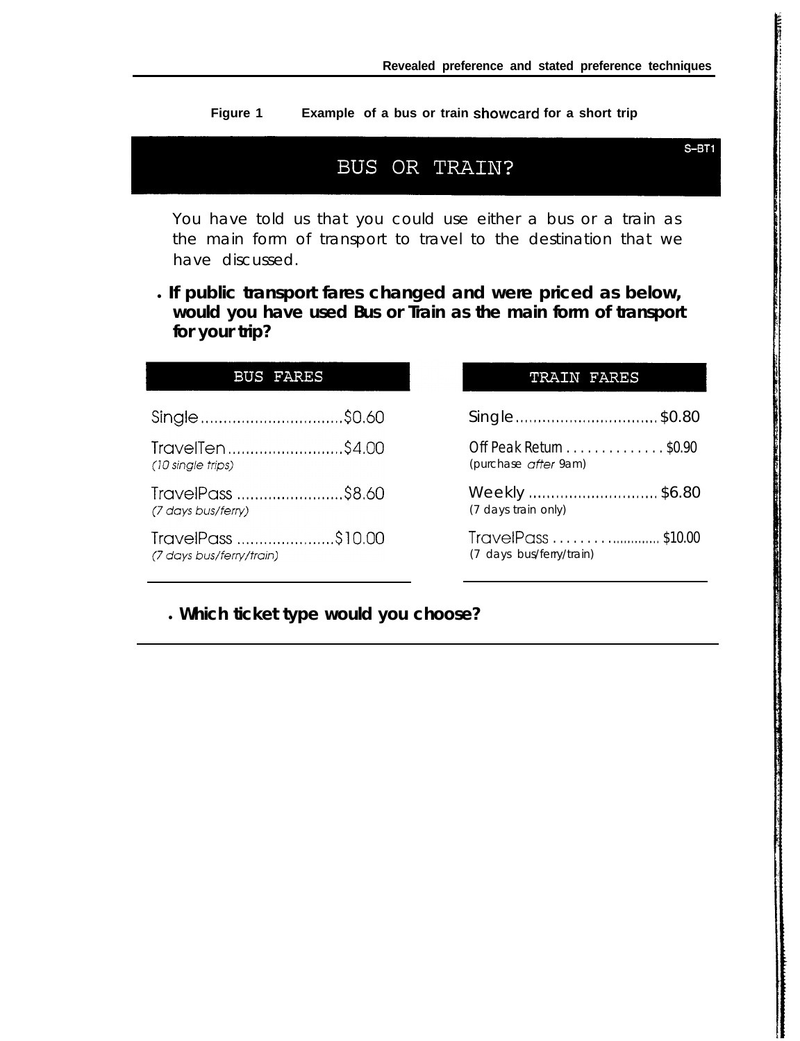Figure 1 Example of a bus or train showcard for a short trip

S–BT1

## BUS OR TRAIN?

You have told us that you could use either a bus or a train as the main form of transport to travel to the destination that we have discussed.

- **If public transport fares changed and were priced as below, would you have used Bus or Train as the main form of transport for your trip?**

| BUS FARES | | TRAIN FARES | |
|---|---|---|---|
| Single | $0.60 | Single | $0.80 |
| TravelTen *(10 single trips)* | $4.00 | Off Peak Return (purchase *after* 9am) | $0.90 |
| TravelPass *(7 days bus/ferry)* | $8.60 | Weekly (7 days train only) | $6.80 |
| TravelPass *(7 days bus/ferry/train)* | $10.00 | TravelPass (7 days bus/ferry/train) | $10.00 |

- **Which ticket type would you choose?**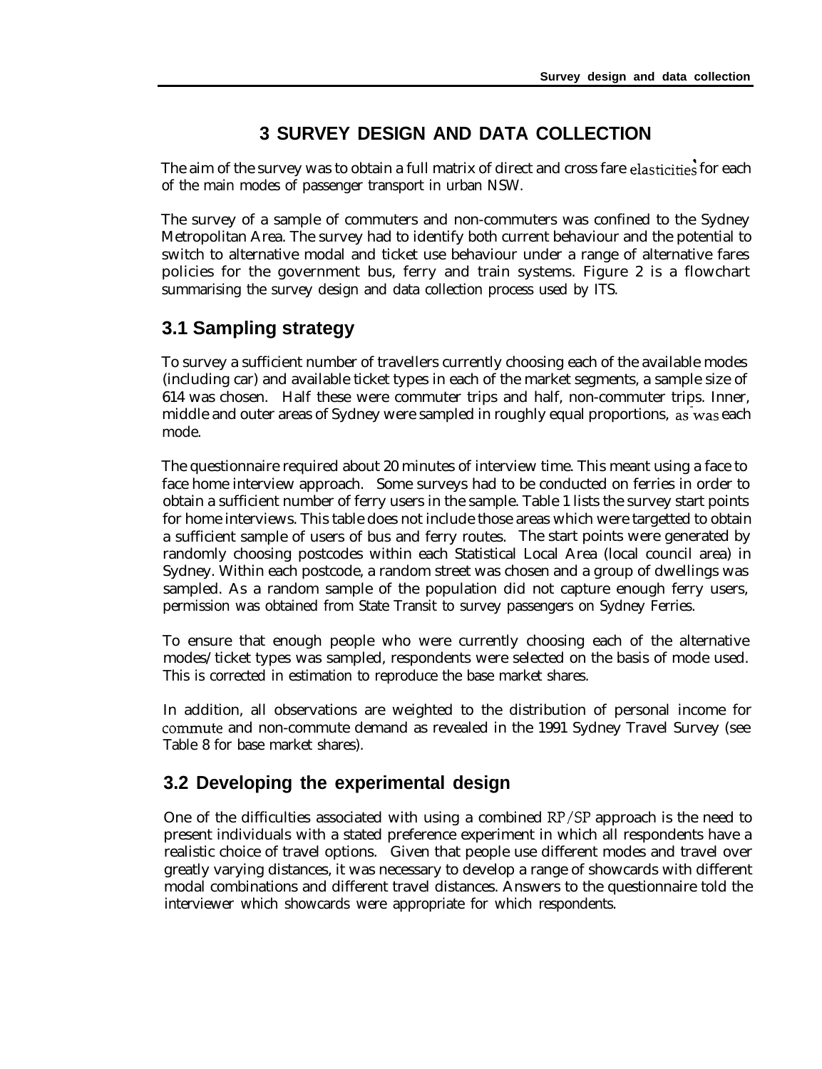# 3 SURVEY DESIGN AND DATA COLLECTION

The aim of the survey was to obtain a full matrix of direct and cross fare elasticities for each of the main modes of passenger transport in urban NSW.

The survey of a sample of commuters and non-commuters was confined to the Sydney Metropolitan Area. The survey had to identify both current behaviour and the potential to switch to alternative modal and ticket use behaviour under a range of alternative fares policies for the government bus, ferry and train systems. Figure 2 is a flowchart summarising the survey design and data collection process used by ITS.

## 3.1 Sampling strategy

To survey a sufficient number of travellers currently choosing each of the available modes (including car) and available ticket types in each of the market segments, a sample size of 614 was chosen. Half these were commuter trips and half, non-commuter trips. Inner, middle and outer areas of Sydney were sampled in roughly equal proportions, as was each mode.

The questionnaire required about 20 minutes of interview time. This meant using a face to face home interview approach. Some surveys had to be conducted on ferries in order to obtain a sufficient number of ferry users in the sample. Table 1 lists the survey start points for home interviews. This table does not include those areas which were targetted to obtain a sufficient sample of users of bus and ferry routes. The start points were generated by randomly choosing postcodes within each Statistical Local Area (local council area) in Sydney. Within each postcode, a random street was chosen and a group of dwellings was sampled. As a random sample of the population did not capture enough ferry users, permission was obtained from State Transit to survey passengers on Sydney Ferries.

To ensure that enough people who were currently choosing each of the alternative modes/ticket types was sampled, respondents were selected on the basis of mode used. This is corrected in estimation to reproduce the base market shares.

In addition, all observations are weighted to the distribution of personal income for commute and non-commute demand as revealed in the 1991 Sydney Travel Survey (see Table 8 for base market shares).

## 3.2 Developing the experimental design

One of the difficulties associated with using a combined RP/SP approach is the need to present individuals with a stated preference experiment in which all respondents have a realistic choice of travel options. Given that people use different modes and travel over greatly varying distances, it was necessary to develop a range of showcards with different modal combinations and different travel distances. Answers to the questionnaire told the interviewer which showcards were appropriate for which respondents.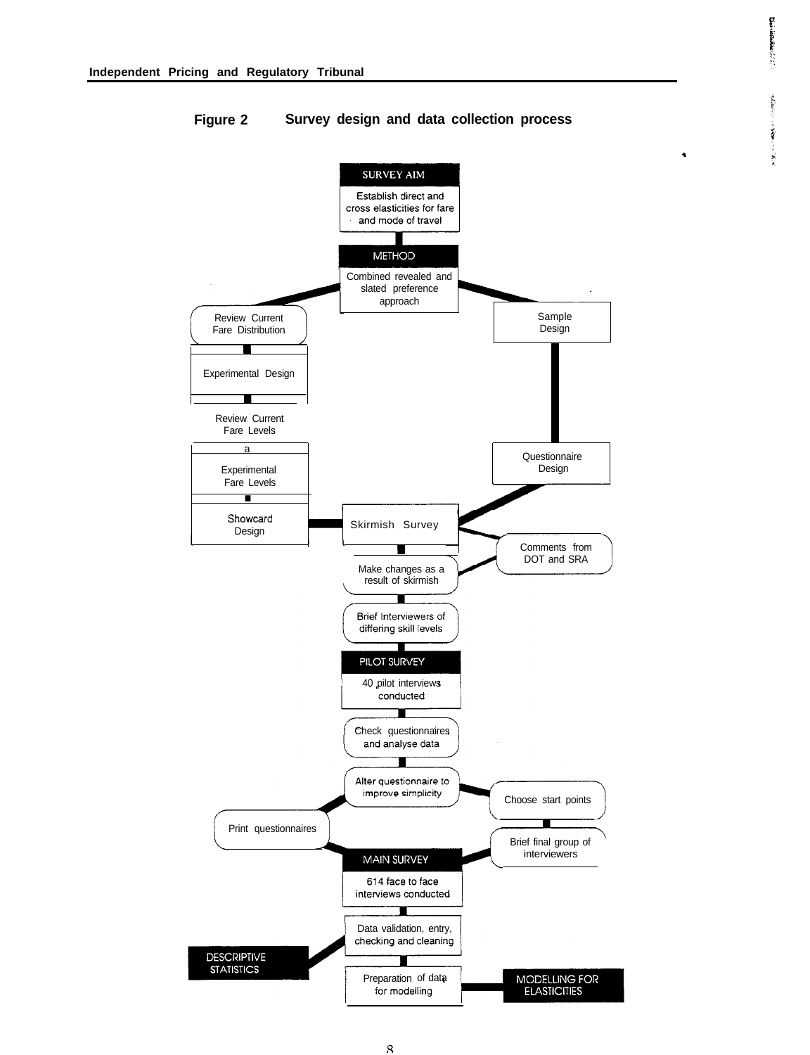**Figure 2 Survey design and data collection process**

**SURVEY AIM**

Establish direct and cross elasticities for fare and mode of travel

**METHOD**

Combined revealed and slated preference approach

Review Current Fare Distribution

Experimental Design

Review Current Fare Levels

Experimental Fare Levels

Showcard Design

Sample Design

Questionnaire Design

Skirmish Survey

Comments from DOT and SRA

Make changes as a result of skirmish

Brief Interviewers of differing skill levels

**PILOT SURVEY**

40 pilot interviews conducted

Check questionnaires and analyse data

Alter questionnaire to improve simplicity

Choose start points

Print questionnaires

Brief final group of interviewers

**MAIN SURVEY**

614 face to face interviews conducted

Data validation, entry, checking and cleaning

**DESCRIPTIVE STATISTICS**

Preparation of data for modelling

**MODELLING FOR ELASTICITIES**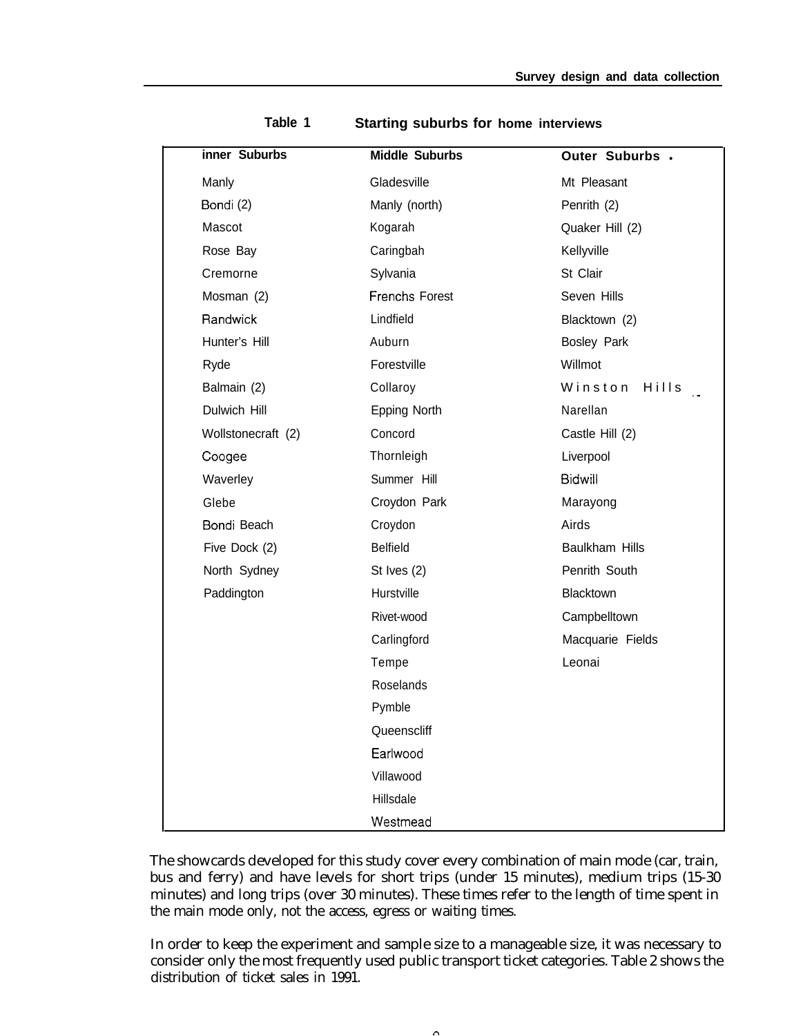**Table 1 Starting suburbs for home interviews**

| Inner Suburbs | Middle Suburbs | Outer Suburbs |
|---|---|---|
| Manly | Gladesville | Mt Pleasant |
| Bondi (2) | Manly (north) | Penrith (2) |
| Mascot | Kogarah | Quaker Hill (2) |
| Rose Bay | Caringbah | Kellyville |
| Cremorne | Sylvania | St Clair |
| Mosman (2) | Frenchs Forest | Seven Hills |
| Randwick | Lindfield | Blacktown (2) |
| Hunter's Hill | Auburn | Bosley Park |
| Ryde | Forestville | Willmot |
| Balmain (2) | Collaroy | Winston Hills |
| Dulwich Hill | Epping North | Narellan |
| Wollstonecraft (2) | Concord | Castle Hill (2) |
| Coogee | Thornleigh | Liverpool |
| Waverley | Summer Hill | Bidwill |
| Glebe | Croydon Park | Marayong |
| Bondi Beach | Croydon | Airds |
| Five Dock (2) | Belfield | Baulkham Hills |
| North Sydney | St Ives (2) | Penrith South |
| Paddington | Hurstville | Blacktown |
| | Rivet-wood | Campbelltown |
| | Carlingford | Macquarie Fields |
| | Tempe | Leonai |
| | Roselands | |
| | Pymble | |
| | Queenscliff | |
| | Earlwood | |
| | Villawood | |
| | Hillsdale | |
| | Westmead | |

The showcards developed for this study cover every combination of main mode (car, train, bus and ferry) and have levels for short trips (under 15 minutes), medium trips (15-30 minutes) and long trips (over 30 minutes). These times refer to the length of time spent in the main mode only, not the access, egress or waiting times.

In order to keep the experiment and sample size to a manageable size, it was necessary to consider only the most frequently used public transport ticket categories. Table 2 shows the distribution of ticket sales in 1991.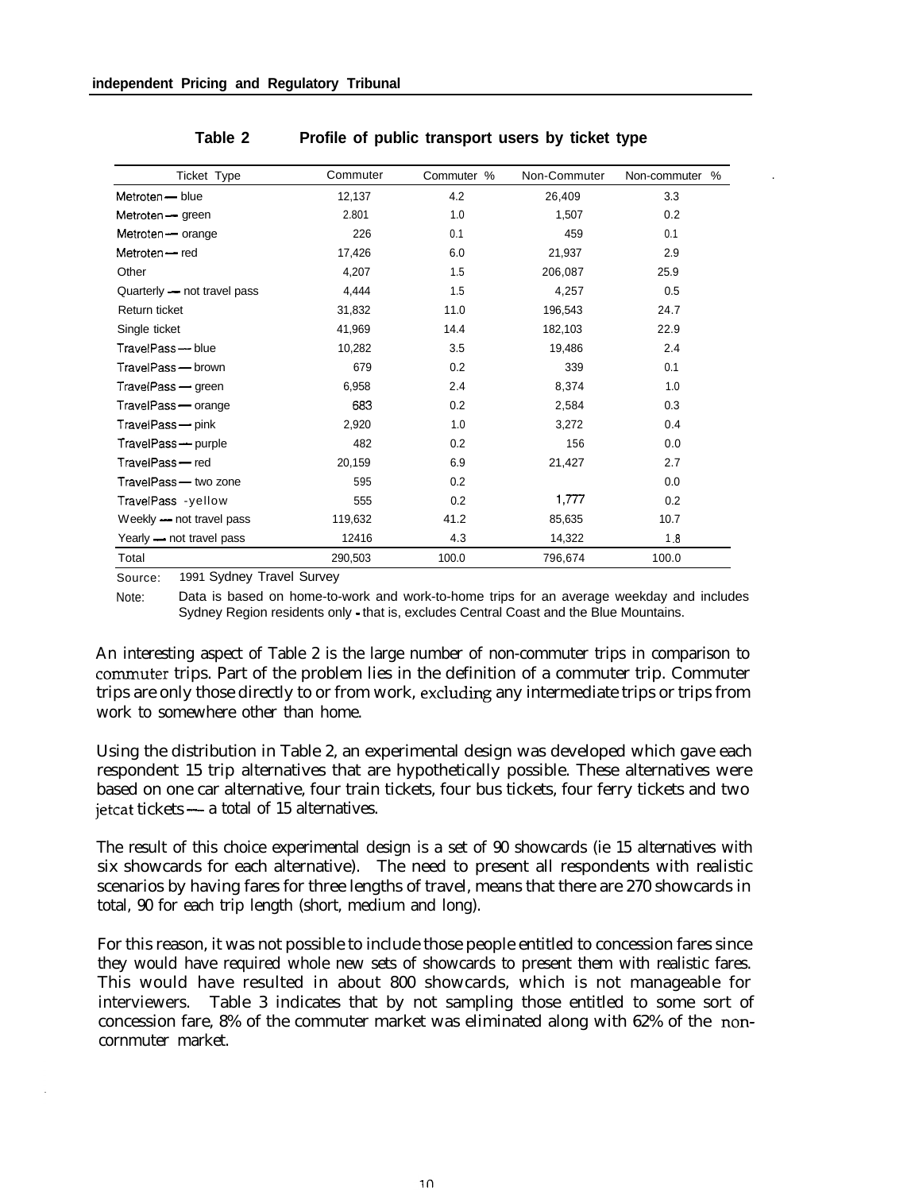**Table 2 Profile of public transport users by ticket type**

| Ticket Type | Commuter | Commuter % | Non-Commuter | Non-commuter % |
|---|---|---|---|---|
| Metroten — blue | 12,137 | 4.2 | 26,409 | 3.3 |
| Metroten — green | 2.801 | 1.0 | 1,507 | 0.2 |
| Metroten — orange | 226 | 0.1 | 459 | 0.1 |
| Metroten — red | 17,426 | 6.0 | 21,937 | 2.9 |
| Other | 4,207 | 1.5 | 206,087 | 25.9 |
| Quarterly — not travel pass | 4,444 | 1.5 | 4,257 | 0.5 |
| Return ticket | 31,832 | 11.0 | 196,543 | 24.7 |
| Single ticket | 41,969 | 14.4 | 182,103 | 22.9 |
| TravelPass — blue | 10,282 | 3.5 | 19,486 | 2.4 |
| TravelPass — brown | 679 | 0.2 | 339 | 0.1 |
| TravelPass — green | 6,958 | 2.4 | 8,374 | 1.0 |
| TravelPass — orange | 683 | 0.2 | 2,584 | 0.3 |
| TravelPass — pink | 2,920 | 1.0 | 3,272 | 0.4 |
| TravelPass — purple | 482 | 0.2 | 156 | 0.0 |
| TravelPass — red | 20,159 | 6.9 | 21,427 | 2.7 |
| TravelPass — two zone | 595 | 0.2 | | 0.0 |
| TravelPass -yellow | 555 | 0.2 | 1,777 | 0.2 |
| Weekly — not travel pass | 119,632 | 41.2 | 85,635 | 10.7 |
| Yearly — not travel pass | 12416 | 4.3 | 14,322 | 1.8 |
| Total | 290,503 | 100.0 | 796,674 | 100.0 |

Source: 1991 Sydney Travel Survey

Note: Data is based on home-to-work and work-to-home trips for an average weekday and includes Sydney Region residents only - that is, excludes Central Coast and the Blue Mountains.

An interesting aspect of Table 2 is the large number of non-commuter trips in comparison to commuter trips. Part of the problem lies in the definition of a commuter trip. Commuter trips are only those directly to or from work, excluding any intermediate trips or trips from work to somewhere other than home.

Using the distribution in Table 2, an experimental design was developed which gave each respondent 15 trip alternatives that are hypothetically possible. These alternatives were based on one car alternative, four train tickets, four bus tickets, four ferry tickets and two jetcat tickets — a total of 15 alternatives.

The result of this choice experimental design is a set of 90 showcards (ie 15 alternatives with six showcards for each alternative). The need to present all respondents with realistic scenarios by having fares for three lengths of travel, means that there are 270 showcards in total, 90 for each trip length (short, medium and long).

For this reason, it was not possible to include those people entitled to concession fares since they would have required whole new sets of showcards to present them with realistic fares. This would have resulted in about 800 showcards, which is not manageable for interviewers. Table 3 indicates that by not sampling those entitled to some sort of concession fare, 8% of the commuter market was eliminated along with 62% of the non-commuter market.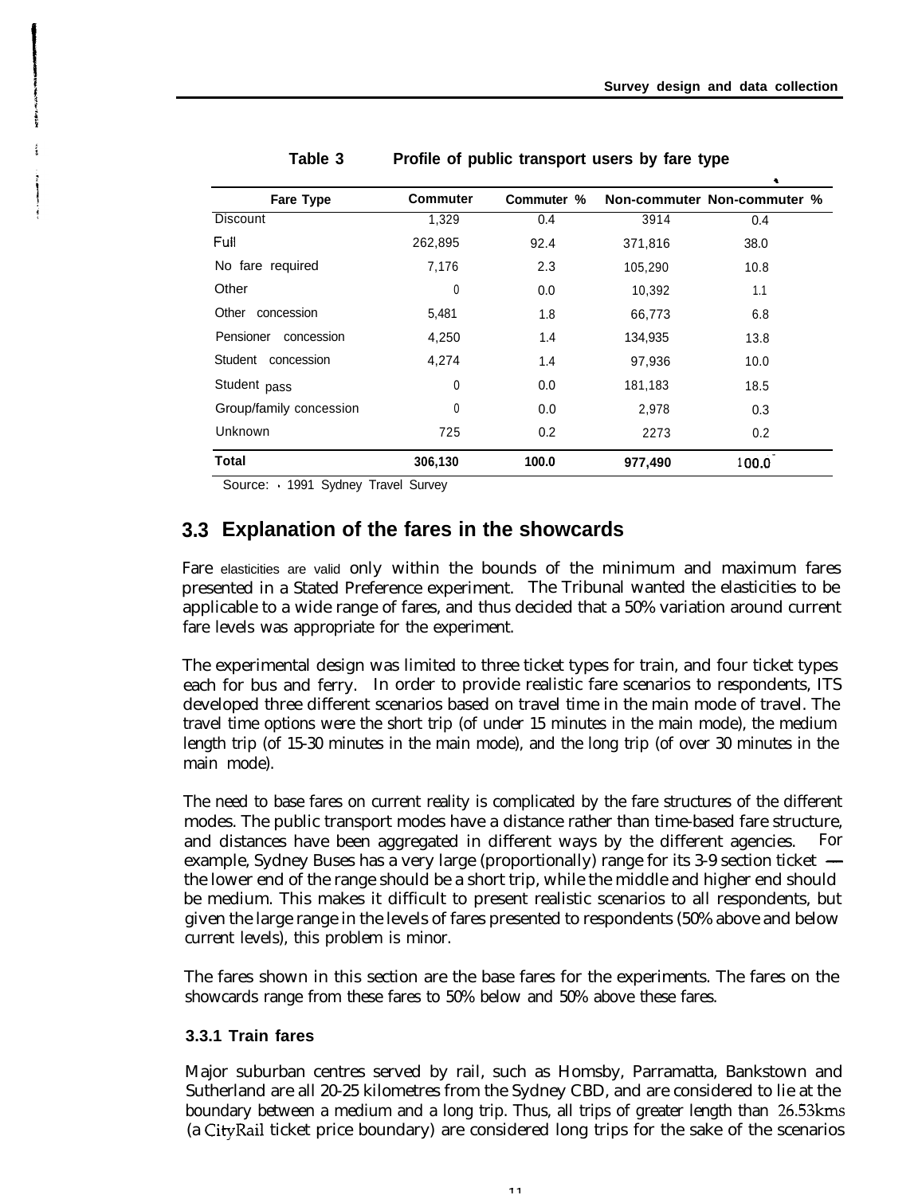**Table 3 Profile of public transport users by fare type**

| Fare Type | Commuter | Commuter % | Non-commuter | Non-commuter % |
|---|---|---|---|---|
| Discount | 1,329 | 0.4 | 3914 | 0.4 |
| Full | 262,895 | 92.4 | 371,816 | 38.0 |
| No fare required | 7,176 | 2.3 | 105,290 | 10.8 |
| Other | 0 | 0.0 | 10,392 | 1.1 |
| Other concession | 5,481 | 1.8 | 66,773 | 6.8 |
| Pensioner concession | 4,250 | 1.4 | 134,935 | 13.8 |
| Student concession | 4,274 | 1.4 | 97,936 | 10.0 |
| Student pass | 0 | 0.0 | 181,183 | 18.5 |
| Group/family concession | 0 | 0.0 | 2,978 | 0.3 |
| Unknown | 725 | 0.2 | 2273 | 0.2 |
| **Total** | **306,130** | **100.0** | **977,490** | **100.0** |

Source: 1991 Sydney Travel Survey

## 3.3 Explanation of the fares in the showcards

Fare elasticities are valid only within the bounds of the minimum and maximum fares presented in a Stated Preference experiment. The Tribunal wanted the elasticities to be applicable to a wide range of fares, and thus decided that a 50% variation around current fare levels was appropriate for the experiment.

The experimental design was limited to three ticket types for train, and four ticket types each for bus and ferry. In order to provide realistic fare scenarios to respondents, ITS developed three different scenarios based on travel time in the main mode of travel. The travel time options were the short trip (of under 15 minutes in the main mode), the medium length trip (of 15-30 minutes in the main mode), and the long trip (of over 30 minutes in the main mode).

The need to base fares on current reality is complicated by the fare structures of the different modes. The public transport modes have a distance rather than time-based fare structure, and distances have been aggregated in different ways by the different agencies. For example, Sydney Buses has a very large (proportionally) range for its 3-9 section ticket — the lower end of the range should be a short trip, while the middle and higher end should be medium. This makes it difficult to present realistic scenarios to all respondents, but given the large range in the levels of fares presented to respondents (50% above and below current levels), this problem is minor.

The fares shown in this section are the base fares for the experiments. The fares on the showcards range from these fares to 50% below and 50% above these fares.

### 3.3.1 Train fares

Major suburban centres served by rail, such as Hornsby, Parramatta, Bankstown and Sutherland are all 20-25 kilometres from the Sydney CBD, and are considered to lie at the boundary between a medium and a long trip. Thus, all trips of greater length than 26.53kms (a CityRail ticket price boundary) are considered long trips for the sake of the scenarios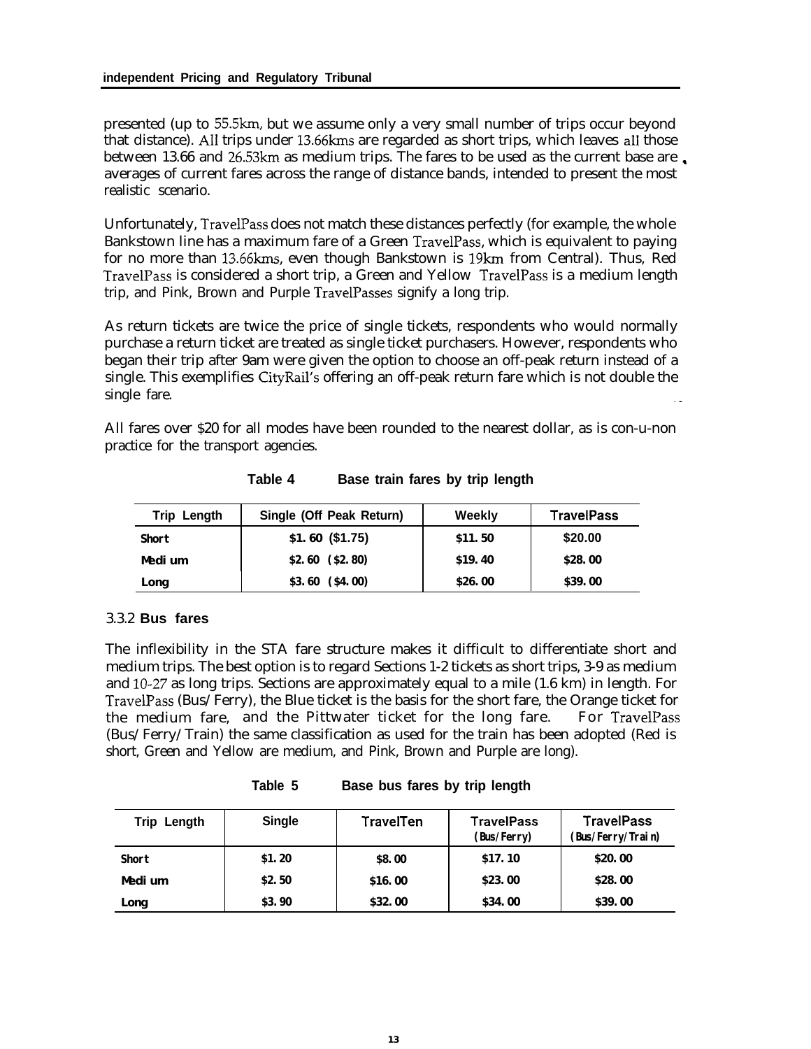presented (up to 55.5km, but we assume only a very small number of trips occur beyond that distance). All trips under 13.66kms are regarded as short trips, which leaves all those between 13.66 and 26.53km as medium trips. The fares to be used as the current base are averages of current fares across the range of distance bands, intended to present the most realistic scenario.

Unfortunately, TravelPass does not match these distances perfectly (for example, the whole Bankstown line has a maximum fare of a Green TravelPass, which is equivalent to paying for no more than 13.66kms, even though Bankstown is 19km from Central). Thus, Red TravelPass is considered a short trip, a Green and Yellow TravelPass is a medium length trip, and Pink, Brown and Purple TravelPasses signify a long trip.

As return tickets are twice the price of single tickets, respondents who would normally purchase a return ticket are treated as single ticket purchasers. However, respondents who began their trip after 9am were given the option to choose an off-peak return instead of a single. This exemplifies CityRail's offering an off-peak return fare which is not double the single fare.

All fares over $20 for all modes have been rounded to the nearest dollar, as is con-u-non practice for the transport agencies.

**Table 4 Base train fares by trip length**

| Trip Length | Single (Off Peak Return) | Weekly | TravelPass |
|---|---|---|---|
| Short | $1.60 ($1.75) | $11.50 | $20.00 |
| Medium | $2.60 ($2.80) | $19.40 | $28.00 |
| Long | $3.60 ($4.00) | $26.00 | $39.00 |

### 3.3.2 Bus fares

The inflexibility in the STA fare structure makes it difficult to differentiate short and medium trips. The best option is to regard Sections 1-2 tickets as short trips, 3-9 as medium and 10-27 as long trips. Sections are approximately equal to a mile (1.6 km) in length. For TravelPass (Bus/Ferry), the Blue ticket is the basis for the short fare, the Orange ticket for the medium fare, and the Pittwater ticket for the long fare. For TravelPass (Bus/Ferry/Train) the same classification as used for the train has been adopted (Red is short, Green and Yellow are medium, and Pink, Brown and Purple are long).

**Table 5 Base bus fares by trip length**

| Trip Length | Single | TravelTen | TravelPass (Bus/Ferry) | TravelPass (Bus/Ferry/Train) |
|---|---|---|---|---|
| Short | $1.20 | $8.00 | $17.10 | $20.00 |
| Medium | $2.50 | $16.00 | $23.00 | $28.00 |
| Long | $3.90 | $32.00 | $34.00 | $39.00 |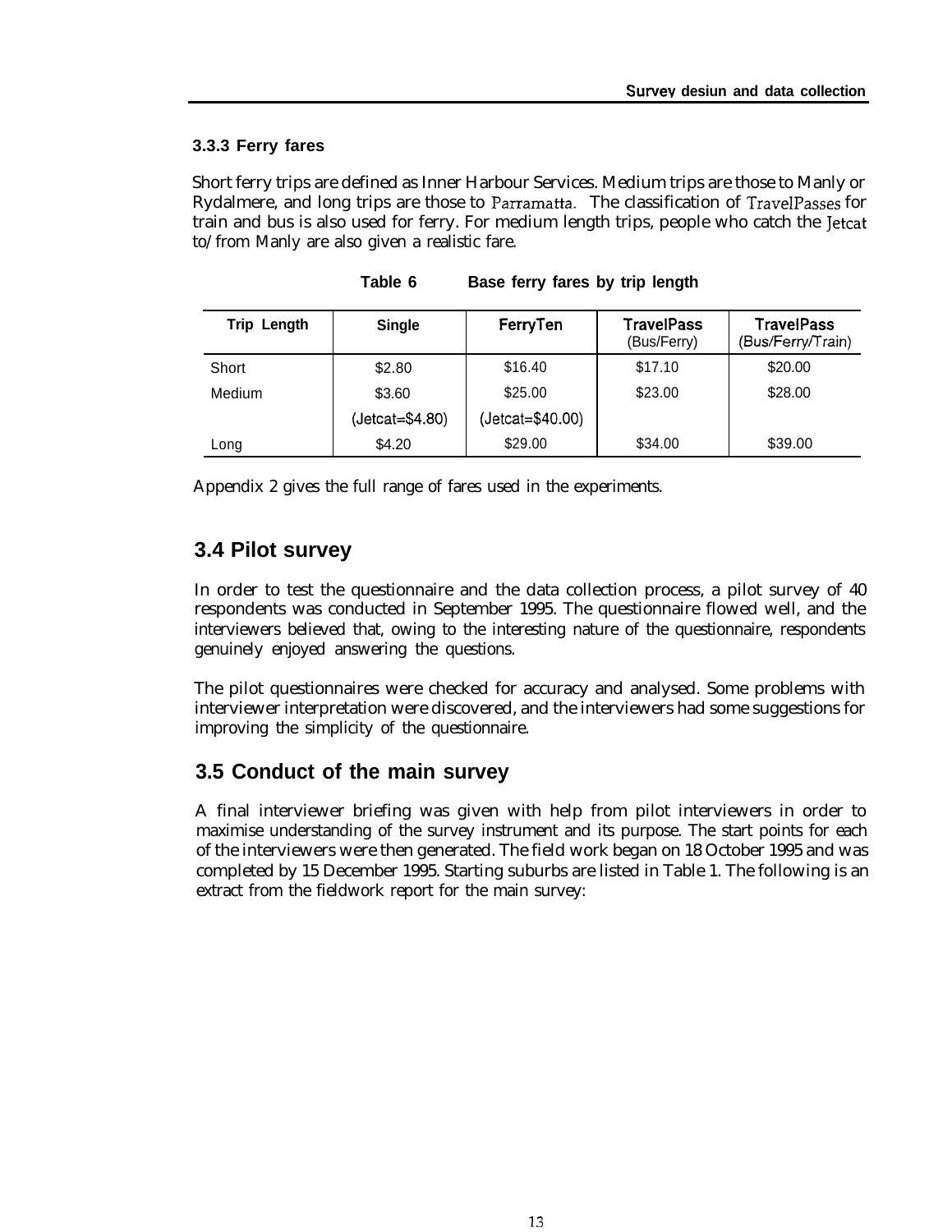### 3.3.3 Ferry fares

Short ferry trips are defined as Inner Harbour Services. Medium trips are those to Manly or Rydalmere, and long trips are those to Parramatta. The classification of TravelPasses for train and bus is also used for ferry. For medium length trips, people who catch the Jetcat to/from Manly are also given a realistic fare.

**Table 6 Base ferry fares by trip length**

| Trip Length | Single | FerryTen | TravelPass (Bus/Ferry) | TravelPass (Bus/Ferry/Train) |
|---|---|---|---|---|
| Short | $2.80 | $16.40 | $17.10 | $20.00 |
| Medium | $3.60 | $25.00 | $23.00 | $28.00 |
| | (Jetcat=$4.80) | (Jetcat=$40.00) | | |
| Long | $4.20 | $29.00 | $34.00 | $39.00 |

Appendix 2 gives the full range of fares used in the experiments.

## 3.4 Pilot survey

In order to test the questionnaire and the data collection process, a pilot survey of 40 respondents was conducted in September 1995. The questionnaire flowed well, and the interviewers believed that, owing to the interesting nature of the questionnaire, respondents genuinely enjoyed answering the questions.

The pilot questionnaires were checked for accuracy and analysed. Some problems with interviewer interpretation were discovered, and the interviewers had some suggestions for improving the simplicity of the questionnaire.

## 3.5 Conduct of the main survey

A final interviewer briefing was given with help from pilot interviewers in order to maximise understanding of the survey instrument and its purpose. The start points for each of the interviewers were then generated. The field work began on 18 October 1995 and was completed by 15 December 1995. Starting suburbs are listed in Table 1. The following is an extract from the fieldwork report for the main survey: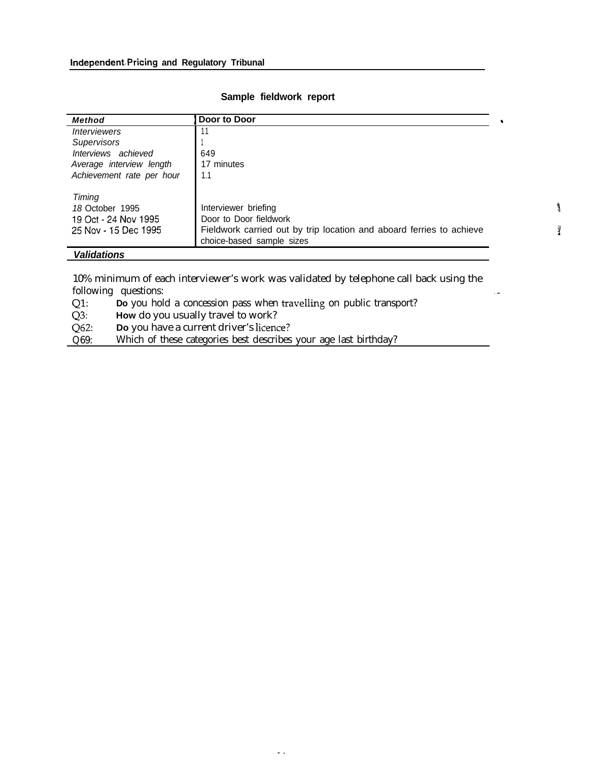## Sample fieldwork report

| *Method* | **Door to Door** |
|---|---|
| *Interviewers* | 11 |
| *Supervisors* | 1 |
| *Interviews achieved* | 649 |
| *Average interview length* | 17 minutes |
| *Achievement rate per hour* | 1.1 |
| *Timing* | |
| *18* October 1995 | Interviewer briefing |
| 19 Oct - 24 Nov 1995 | Door to Door fieldwork |
| 25 Nov - 15 Dec 1995 | Fieldwork carried out by trip location and aboard ferries to achieve choice-based sample sizes |

***Validations***

10% minimum of each interviewer's work was validated by telephone call back using the following questions:

- Q1: Do you hold a concession pass when travelling on public transport?
- Q3: How do you usually travel to work?
- Q62: Do you have a current driver's licence?
- Q69: Which of these categories best describes your age last birthday?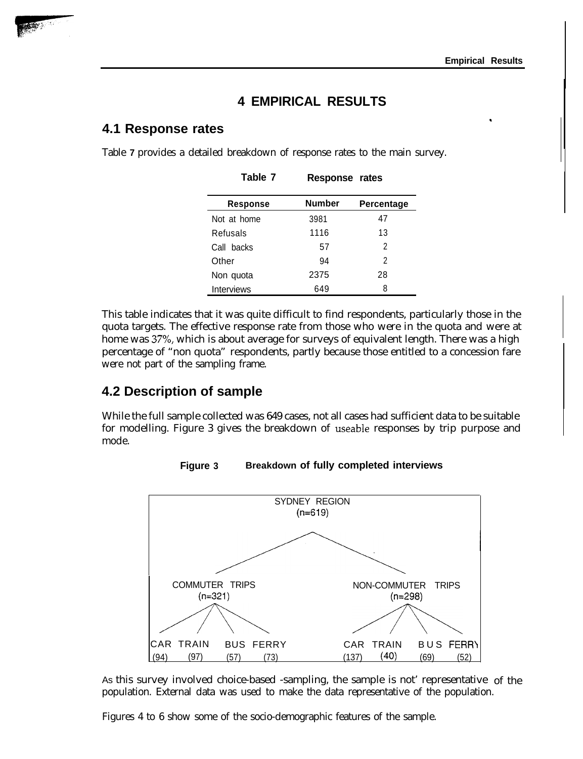# 4 EMPIRICAL RESULTS

## 4.1 Response rates

Table 7 provides a detailed breakdown of response rates to the main survey.

**Table 7 Response rates**

| Response | Number | Percentage |
|---|---|---|
| Not at home | 3981 | 47 |
| Refusals | 1116 | 13 |
| Call backs | 57 | 2 |
| Other | 94 | 2 |
| Non quota | 2375 | 28 |
| Interviews | 649 | 8 |

This table indicates that it was quite difficult to find respondents, particularly those in the quota targets. The effective response rate from those who were in the quota and were at home was 37%, which is about average for surveys of equivalent length. There was a high percentage of "non quota" respondents, partly because those entitled to a concession fare were not part of the sampling frame.

## 4.2 Description of sample

While the full sample collected was 649 cases, not all cases had sufficient data to be suitable for modelling. Figure 3 gives the breakdown of useable responses by trip purpose and mode.

**Figure 3 Breakdown of fully completed interviews**

SYDNEY REGION (n=619)

- COMMUTER TRIPS (n=321)
  - CAR (94)
  - TRAIN (97)
  - BUS (57)
  - FERRY (73)
- NON-COMMUTER TRIPS (n=298)
  - CAR (137)
  - TRAIN (40)
  - BUS (69)
  - FERRY (52)

As this survey involved choice-based -sampling, the sample is not' representative of the population. External data was used to make the data representative of the population.

Figures 4 to 6 show some of the socio-demographic features of the sample.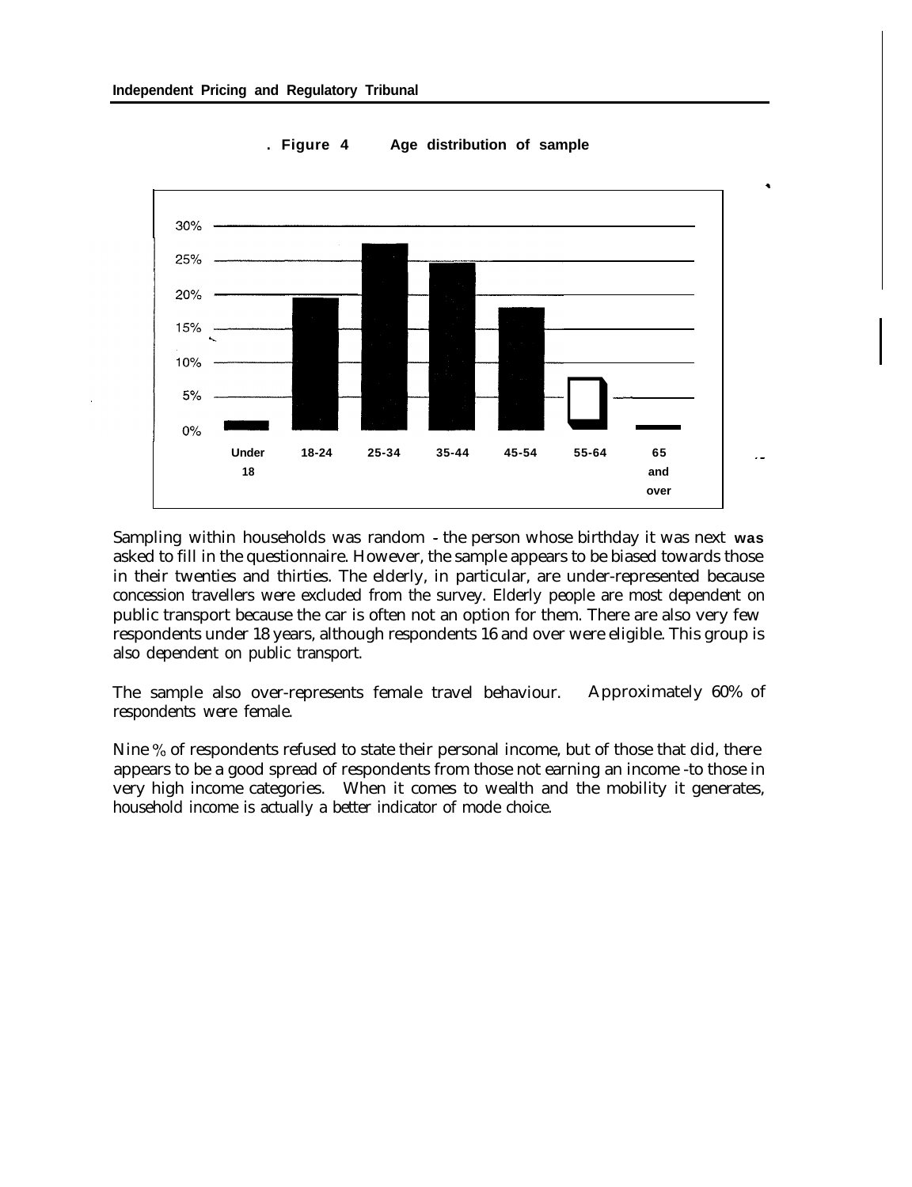**Figure 4 Age distribution of sample**

Sampling within households was random - the person whose birthday it was next **was** asked to fill in the questionnaire. However, the sample appears to be biased towards those in their twenties and thirties. The elderly, in particular, are under-represented because concession travellers were excluded from the survey. Elderly people are most dependent on public transport because the car is often not an option for them. There are also very few respondents under 18 years, although respondents 16 and over were eligible. This group is also dependent on public transport.

The sample also over-represents female travel behaviour. Approximately 60% of respondents were female.

Nine % of respondents refused to state their personal income, but of those that did, there appears to be a good spread of respondents from those not earning an income -to those in very high income categories. When it comes to wealth and the mobility it generates, household income is actually a better indicator of mode choice.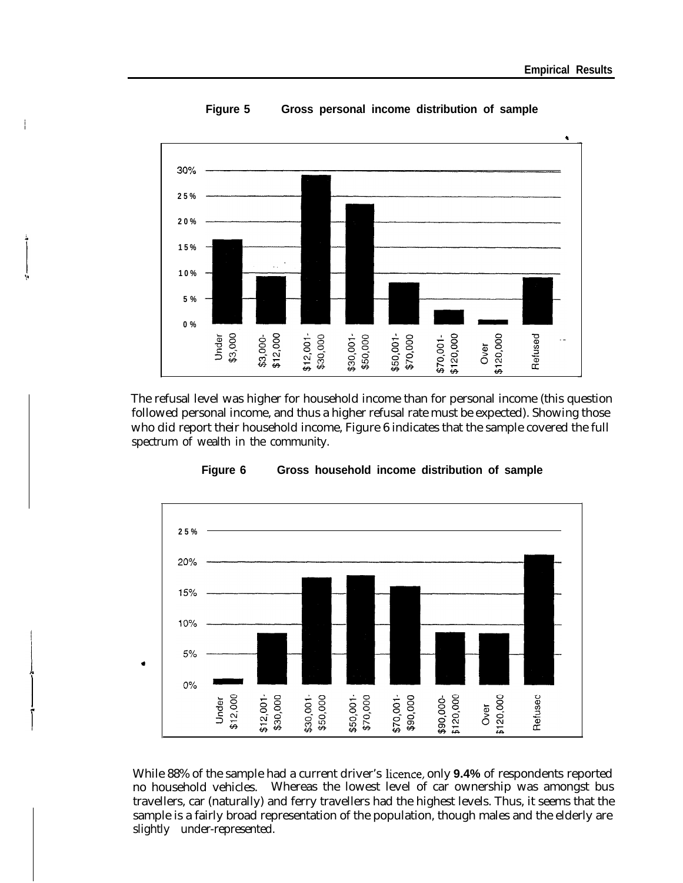**Figure 5 Gross personal income distribution of sample**

The refusal level was higher for household income than for personal income (this question followed personal income, and thus a higher refusal rate must be expected). Showing those who did report their household income, Figure 6 indicates that the sample covered the full spectrum of wealth in the community.

**Figure 6 Gross household income distribution of sample**

While 88% of the sample had a current driver's licence, only **9.4%** of respondents reported no household vehicles. Whereas the lowest level of car ownership was amongst bus travellers, car (naturally) and ferry travellers had the highest levels. Thus, it seems that the sample is a fairly broad representation of the population, though males and the elderly are slightly under-represented.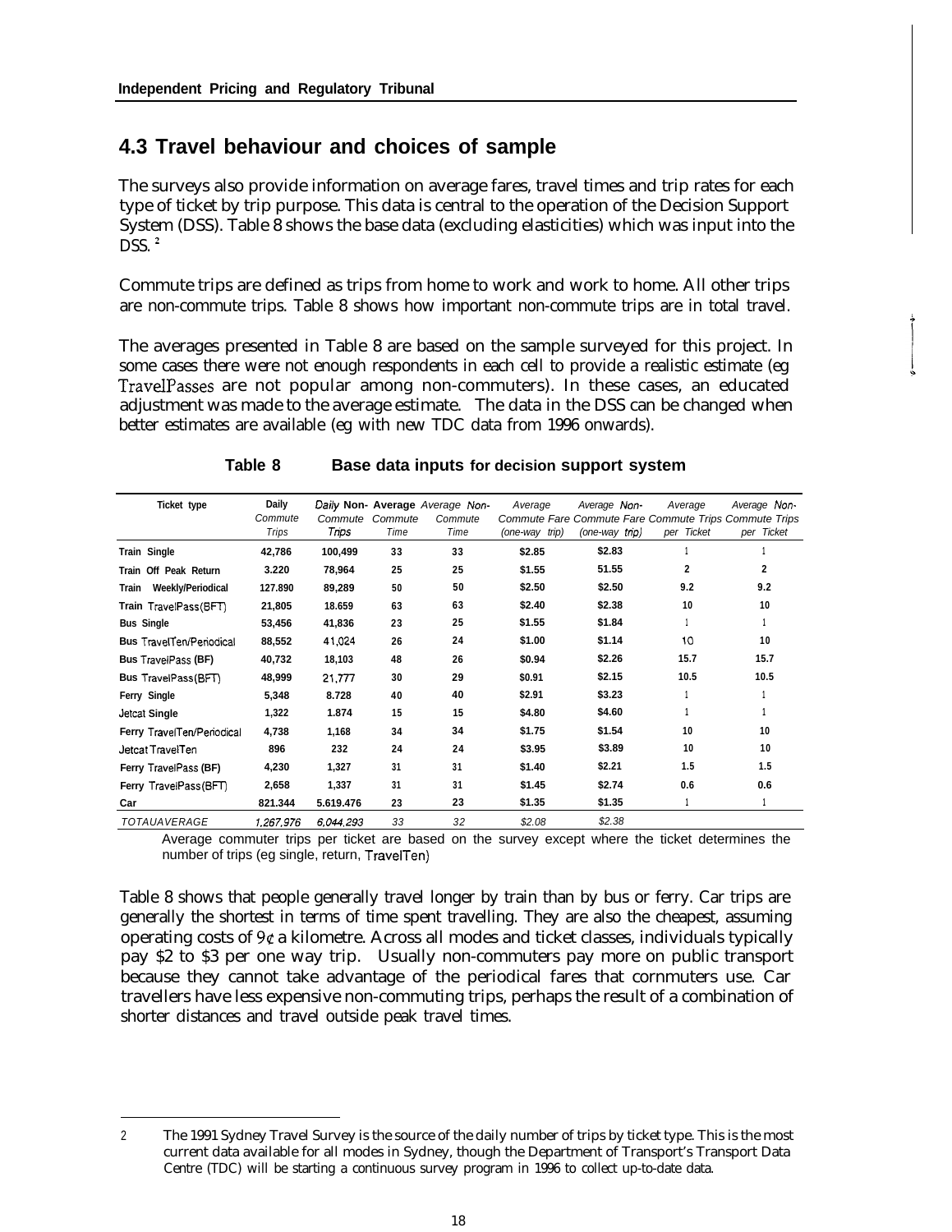## 4.3 Travel behaviour and choices of sample

The surveys also provide information on average fares, travel times and trip rates for each type of ticket by trip purpose. This data is central to the operation of the Decision Support System (DSS). Table 8 shows the base data (excluding elasticities) which was input into the DSS. [2]

Commute trips are defined as trips from home to work and work to home. All other trips are non-commute trips. Table 8 shows how important non-commute trips are in total travel.

The averages presented in Table 8 are based on the sample surveyed for this project. In some cases there were not enough respondents in each cell to provide a realistic estimate (eg TravelPasses are not popular among non-commuters). In these cases, an educated adjustment was made to the average estimate. The data in the DSS can be changed when better estimates are available (eg with new TDC data from 1996 onwards).

**Table 8 Base data inputs for decision support system**

| Ticket type | Daily Commute Trips | Daily Non-Commute Trips | Average Commute Time | Average Non-Commute Time | Average Commute Fare (one-way trip) | Average Non-Commute Fare (one-way trip) | Average Commute Trips per Ticket | Average Non-Commute Trips per Ticket |
|---|---|---|---|---|---|---|---|---|
| Train Single | 42,786 | 100,499 | 33 | 33 | $2.85 | $2.83 | 1 | 1 |
| Train Off Peak Return | 3.220 | 78,964 | 25 | 25 | $1.55 | 51.55 | 2 | 2 |
| Train Weekly/Periodical | 127.890 | 89,289 | 50 | 50 | $2.50 | $2.50 | 9.2 | 9.2 |
| Train TravelPass(BFT) | 21,805 | 18.659 | 63 | 63 | $2.40 | $2.38 | 10 | 10 |
| Bus Single | 53,456 | 41,836 | 23 | 25 | $1.55 | $1.84 | 1 | 1 |
| Bus TravelTen/Periodical | 88,552 | 41,024 | 26 | 24 | $1.00 | $1.14 | 10 | 10 |
| Bus TravelPass (BF) | 40,732 | 18,103 | 48 | 26 | $0.94 | $2.26 | 15.7 | 15.7 |
| Bus TravelPass(BFT) | 48,999 | 21,777 | 30 | 29 | $0.91 | $2.15 | 10.5 | 10.5 |
| Ferry Single | 5,348 | 8.728 | 40 | 40 | $2.91 | $3.23 | 1 | 1 |
| Jetcat Single | 1,322 | 1.874 | 15 | 15 | $4.80 | $4.60 | 1 | 1 |
| Ferry TravelTen/Periodical | 4,738 | 1,168 | 34 | 34 | $1.75 | $1.54 | 10 | 10 |
| Jetcat TravelTen | 896 | 232 | 24 | 24 | $3.95 | $3.89 | 10 | 10 |
| Ferry TravelPass (BF) | 4,230 | 1,327 | 31 | 31 | $1.40 | $2.21 | 1.5 | 1.5 |
| Ferry TravelPass(BFT) | 2,658 | 1,337 | 31 | 31 | $1.45 | $2.74 | 0.6 | 0.6 |
| Car | 821.344 | 5.619.476 | 23 | 23 | $1.35 | $1.35 | 1 | 1 |
| *TOTAUAVERAGE* | *1,267,976* | *6,044,293* | *33* | *32* | *$2.08* | *$2.38* | | |

Average commuter trips per ticket are based on the survey except where the ticket determines the number of trips (eg single, return, TravelTen)

Table 8 shows that people generally travel longer by train than by bus or ferry. Car trips are generally the shortest in terms of time spent travelling. They are also the cheapest, assuming operating costs of 9¢ a kilometre. Across all modes and ticket classes, individuals typically pay $2 to $3 per one way trip. Usually non-commuters pay more on public transport because they cannot take advantage of the periodical fares that commuters use. Car travellers have less expensive non-commuting trips, perhaps the result of a combination of shorter distances and travel outside peak travel times.

---

2 The 1991 Sydney Travel Survey is the source of the daily number of trips by ticket type. This is the most current data available for all modes in Sydney, though the Department of Transport's Transport Data Centre (TDC) will be starting a continuous survey program in 1996 to collect up-to-date data.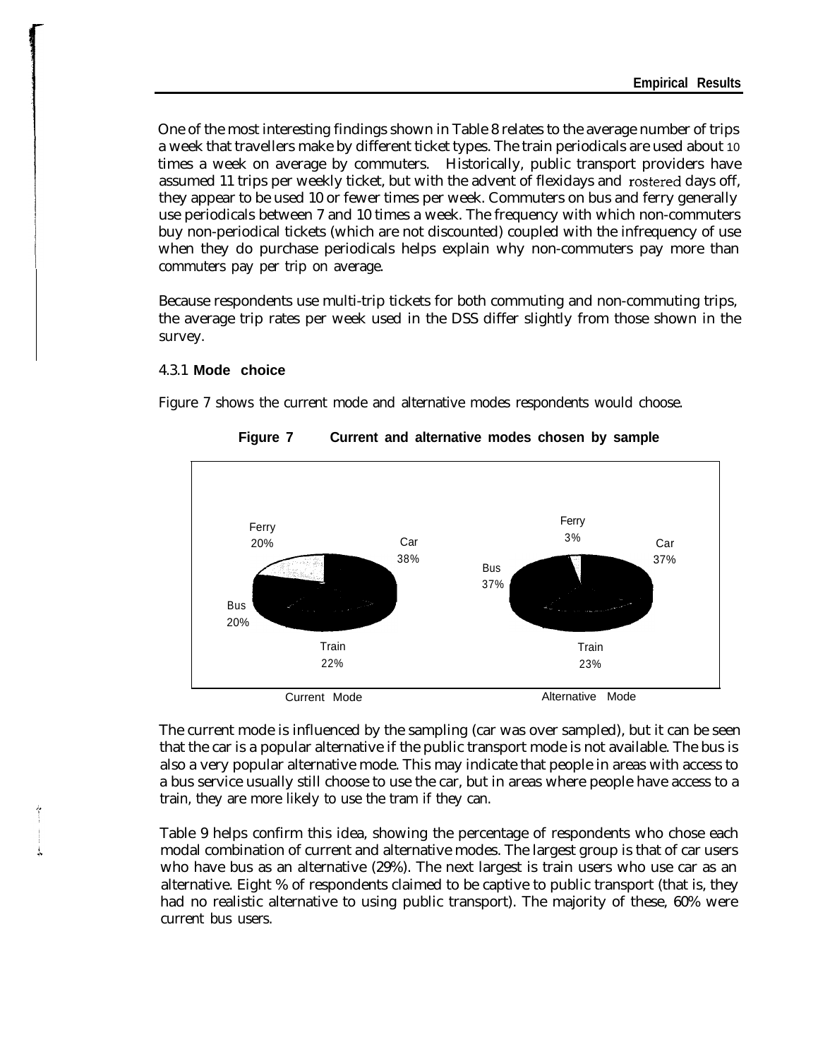One of the most interesting findings shown in Table 8 relates to the average number of trips a week that travellers make by different ticket types. The train periodicals are used about 10 times a week on average by commuters. Historically, public transport providers have assumed 11 trips per weekly ticket, but with the advent of flexidays and rostered days off, they appear to be used 10 or fewer times per week. Commuters on bus and ferry generally use periodicals between 7 and 10 times a week. The frequency with which non-commuters buy non-periodical tickets (which are not discounted) coupled with the infrequency of use when they do purchase periodicals helps explain why non-commuters pay more than commuters pay per trip on average.

Because respondents use multi-trip tickets for both commuting and non-commuting trips, the average trip rates per week used in the DSS differ slightly from those shown in the survey.

### 4.3.1 Mode choice

Figure 7 shows the current mode and alternative modes respondents would choose.

**Figure 7 Current and alternative modes chosen by sample**

| Mode | Current Mode | Alternative Mode |
|---|---|---|
| Car | 38% | 37% |
| Train | 22% | 23% |
| Bus | 20% | 37% |
| Ferry | 20% | 3% |

The current mode is influenced by the sampling (car was over sampled), but it can be seen that the car is a popular alternative if the public transport mode is not available. The bus is also a very popular alternative mode. This may indicate that people in areas with access to a bus service usually still choose to use the car, but in areas where people have access to a train, they are more likely to use the tram if they can.

Table 9 helps confirm this idea, showing the percentage of respondents who chose each modal combination of current and alternative modes. The largest group is that of car users who have bus as an alternative (29%). The next largest is train users who use car as an alternative. Eight % of respondents claimed to be captive to public transport (that is, they had no realistic alternative to using public transport). The majority of these, 60% were current bus users.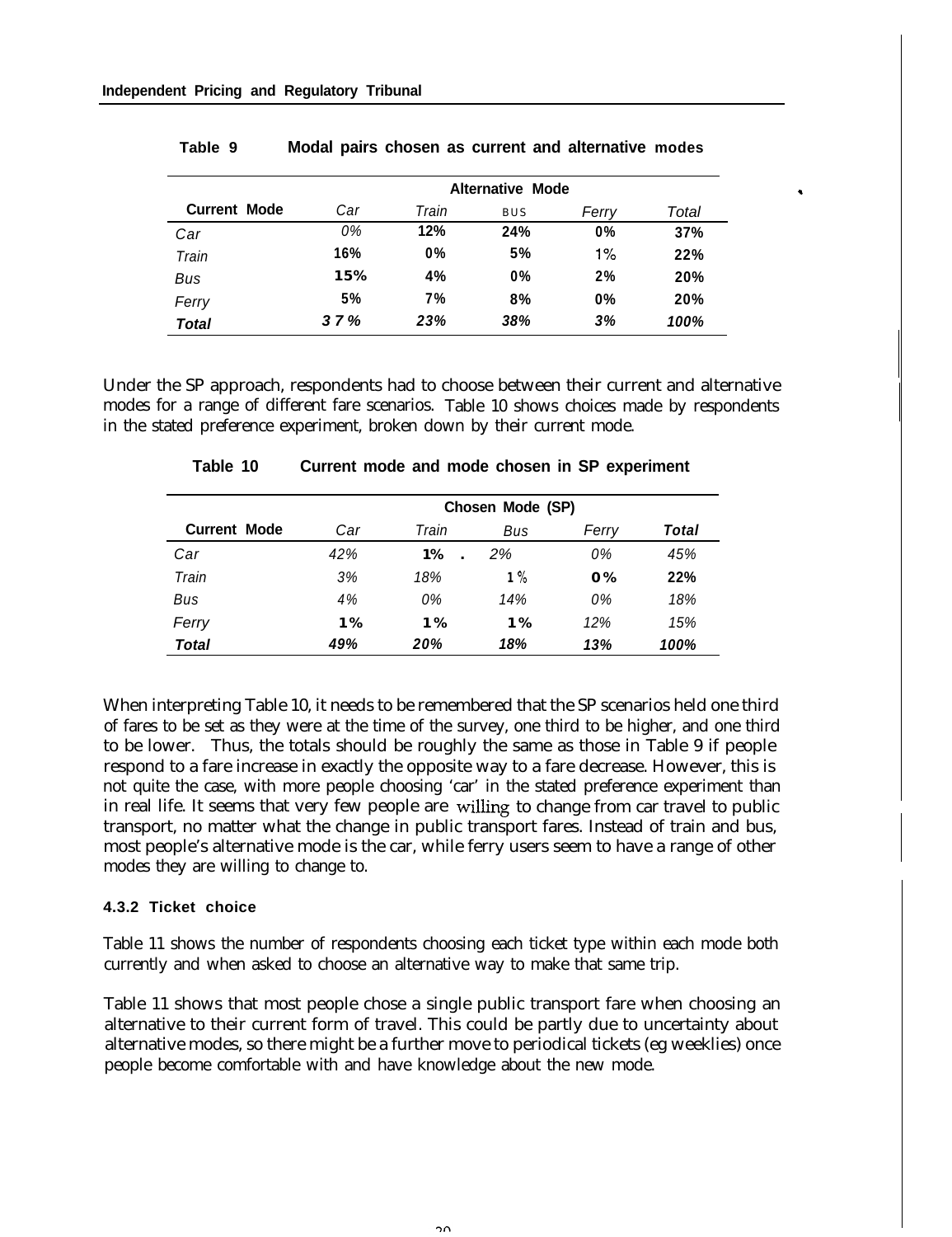**Table 9 Modal pairs chosen as current and alternative modes**

| Current Mode | Alternative Mode | | | | |
|---|---|---|---|---|---|
| | Car | Train | Bus | Ferry | Total |
| Car | 0% | 12% | 24% | 0% | 37% |
| Train | 16% | 0% | 5% | 1% | 22% |
| Bus | 15% | 4% | 0% | 2% | 20% |
| Ferry | 5% | 7% | 8% | 0% | 20% |
| **Total** | 37% | 23% | 38% | 3% | 100% |

Under the SP approach, respondents had to choose between their current and alternative modes for a range of different fare scenarios. Table 10 shows choices made by respondents in the stated preference experiment, broken down by their current mode.

**Table 10 Current mode and mode chosen in SP experiment**

| Current Mode | Chosen Mode (SP) | | | | |
|---|---|---|---|---|---|
| | Car | Train | Bus | Ferry | Total |
| Car | 42% | 1% | 2% | 0% | 45% |
| Train | 3% | 18% | 1% | 0% | 22% |
| Bus | 4% | 0% | 14% | 0% | 18% |
| Ferry | 1% | 1% | 1% | 12% | 15% |
| **Total** | 49% | 20% | 18% | 13% | 100% |

When interpreting Table 10, it needs to be remembered that the SP scenarios held one third of fares to be set as they were at the time of the survey, one third to be higher, and one third to be lower. Thus, the totals should be roughly the same as those in Table 9 if people respond to a fare increase in exactly the opposite way to a fare decrease. However, this is not quite the case, with more people choosing 'car' in the stated preference experiment than in real life. It seems that very few people are willing to change from car travel to public transport, no matter what the change in public transport fares. Instead of train and bus, most people's alternative mode is the car, while ferry users seem to have a range of other modes they are willing to change to.

#### 4.3.2 Ticket choice

Table 11 shows the number of respondents choosing each ticket type within each mode both currently and when asked to choose an alternative way to make that same trip.

Table 11 shows that most people chose a single public transport fare when choosing an alternative to their current form of travel. This could be partly due to uncertainty about alternative modes, so there might be a further move to periodical tickets (eg weeklies) once people become comfortable with and have knowledge about the new mode.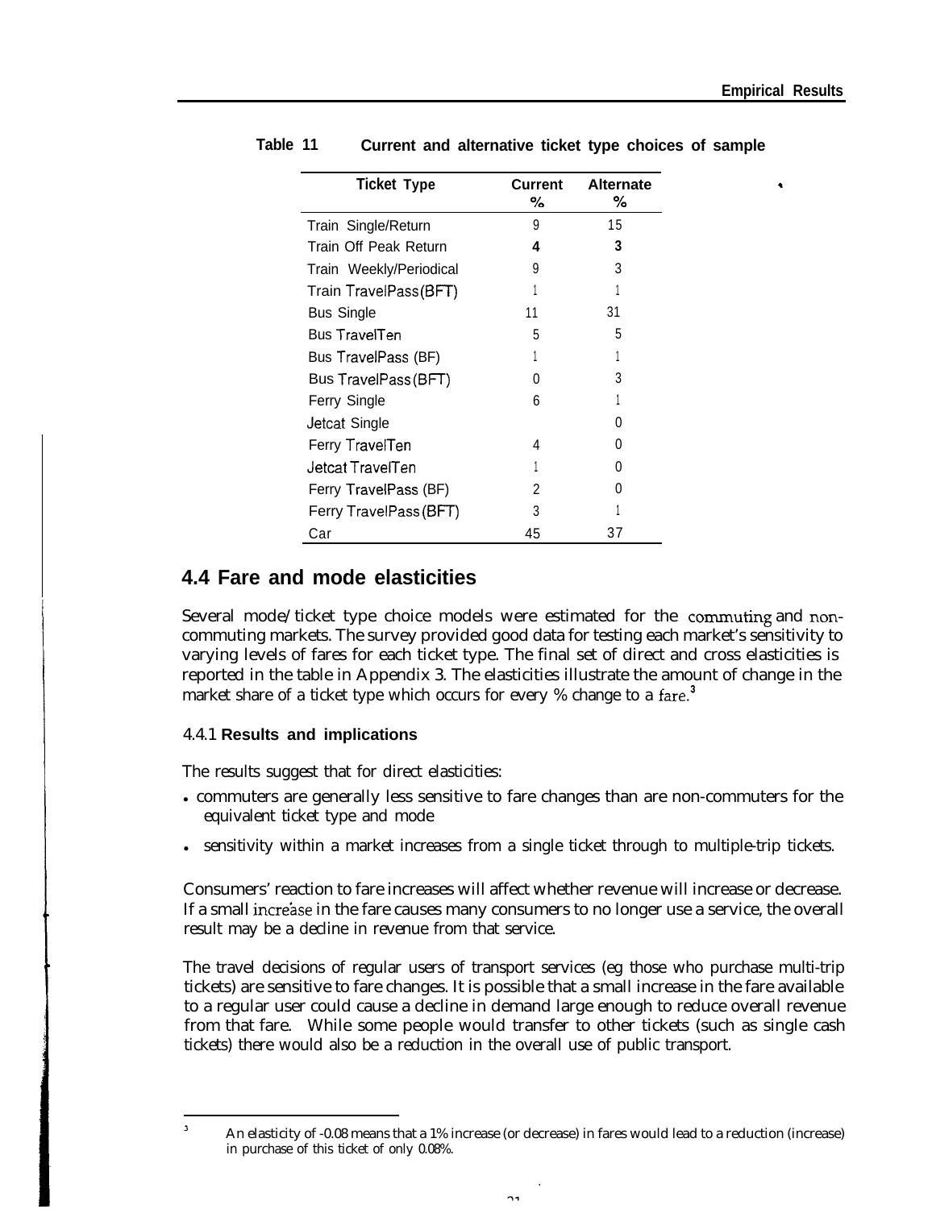**Table 11 Current and alternative ticket type choices of sample**

| Ticket Type | Current % | Alternate % |
|---|---|---|
| Train Single/Return | 9 | 15 |
| Train Off Peak Return | 4 | 3 |
| Train Weekly/Periodical | 9 | 3 |
| Train TravelPass (BFT) | 1 | 1 |
| Bus Single | 11 | 31 |
| Bus TravelTen | 5 | 5 |
| Bus TravelPass (BF) | 1 | 1 |
| Bus TravelPass (BFT) | 0 | 3 |
| Ferry Single | 6 | 1 |
| Jetcat Single | | 0 |
| Ferry TravelTen | 4 | 0 |
| Jetcat TravelTen | 1 | 0 |
| Ferry TravelPass (BF) | 2 | 0 |
| Ferry TravelPass (BFT) | 3 | 1 |
| Car | 45 | 37 |

## 4.4 Fare and mode elasticities

Several mode/ticket type choice models were estimated for the commuting and non-commuting markets. The survey provided good data for testing each market's sensitivity to varying levels of fares for each ticket type. The final set of direct and cross elasticities is reported in the table in Appendix 3. The elasticities illustrate the amount of change in the market share of a ticket type which occurs for every % change to a fare.[3]

### 4.4.1 Results and implications

The results suggest that for direct elasticities:

- commuters are generally less sensitive to fare changes than are non-commuters for the equivalent ticket type and mode
- sensitivity within a market increases from a single ticket through to multiple-trip tickets.

Consumers' reaction to fare increases will affect whether revenue will increase or decrease. If a small increase in the fare causes many consumers to no longer use a service, the overall result may be a decline in revenue from that service.

The travel decisions of regular users of transport services (eg those who purchase multi-trip tickets) are sensitive to fare changes. It is possible that a small increase in the fare available to a regular user could cause a decline in demand large enough to reduce overall revenue from that fare. While some people would transfer to other tickets (such as single cash tickets) there would also be a reduction in the overall use of public transport.

---

[3] An elasticity of -0.08 means that a 1% increase (or decrease) in fares would lead to a reduction (increase) in purchase of this ticket of only 0.08%.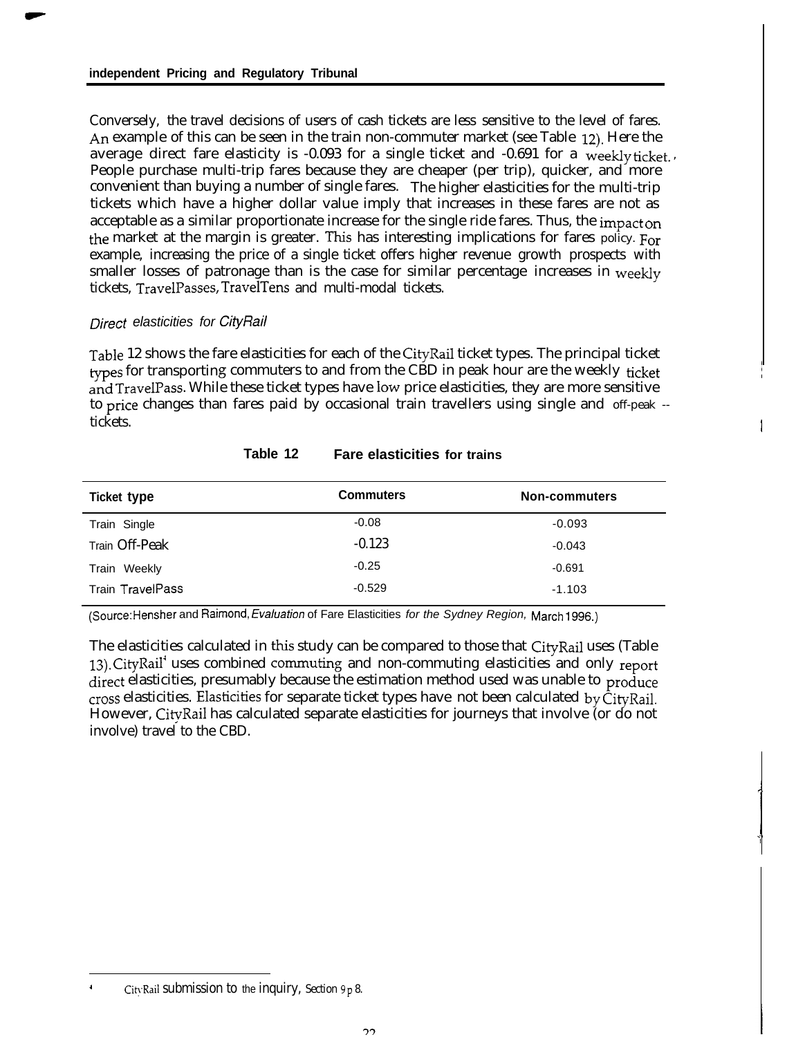Conversely, the travel decisions of users of cash tickets are less sensitive to the level of fares. An example of this can be seen in the train non-commuter market (see Table 12). Here the average direct fare elasticity is -0.093 for a single ticket and -0.691 for a weekly ticket. People purchase multi-trip fares because they are cheaper (per trip), quicker, and more convenient than buying a number of single fares. The higher elasticities for the multi-trip tickets which have a higher dollar value imply that increases in these fares are not as acceptable as a similar proportionate increase for the single ride fares. Thus, the impact on the market at the margin is greater. This has interesting implications for fares policy. For example, increasing the price of a single ticket offers higher revenue growth prospects with smaller losses of patronage than is the case for similar percentage increases in weekly tickets, TravelPasses, TravelTens and multi-modal tickets.

### *Direct elasticities for CityRail*

Table 12 shows the fare elasticities for each of the CityRail ticket types. The principal ticket types for transporting commuters to and from the CBD in peak hour are the weekly ticket and TravelPass. While these ticket types have low price elasticities, they are more sensitive to price changes than fares paid by occasional train travellers using single and off-peak tickets.

**Table 12 Fare elasticities for trains**

| Ticket type | Commuters | Non-commuters |
|---|---|---|
| Train Single | -0.08 | -0.093 |
| Train Off-Peak | -0.123 | -0.043 |
| Train Weekly | -0.25 | -0.691 |
| Train TravelPass | -0.529 | -1.103 |

(Source: Hensher and Raimond, *Evaluation* of Fare Elasticities *for the Sydney Region,* March 1996.)

The elasticities calculated in this study can be compared to those that CityRail uses (Table 13). CityRail[4] uses combined commuting and non-commuting elasticities and only report direct elasticities, presumably because the estimation method used was unable to produce cross elasticities. Elasticities for separate ticket types have not been calculated by CityRail. However, CityRail has calculated separate elasticities for journeys that involve (or do not involve) travel to the CBD.

[4] CityRail submission to the inquiry, Section 9 p 8.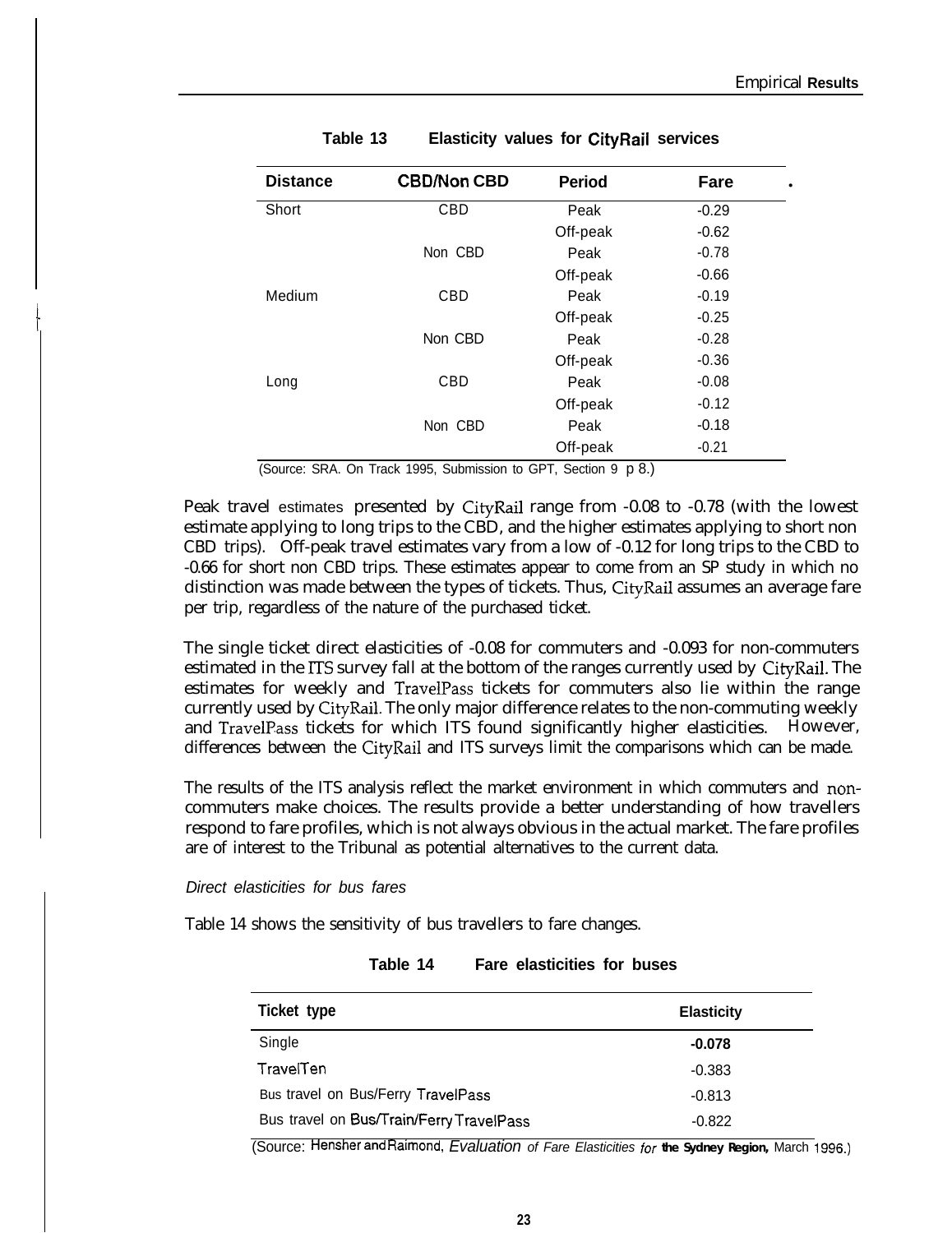**Table 13 Elasticity values for CityRail services**

| Distance | CBD/Non CBD | Period | Fare |
|---|---|---|---|
| Short | CBD | Peak | -0.29 |
| | | Off-peak | -0.62 |
| | Non CBD | Peak | -0.78 |
| | | Off-peak | -0.66 |
| Medium | CBD | Peak | -0.19 |
| | | Off-peak | -0.25 |
| | Non CBD | Peak | -0.28 |
| | | Off-peak | -0.36 |
| Long | CBD | Peak | -0.08 |
| | | Off-peak | -0.12 |
| | Non CBD | Peak | -0.18 |
| | | Off-peak | -0.21 |

(Source: SRA. On Track 1995, Submission to GPT, Section 9 p 8.)

Peak travel estimates presented by CityRail range from -0.08 to -0.78 (with the lowest estimate applying to long trips to the CBD, and the higher estimates applying to short non CBD trips). Off-peak travel estimates vary from a low of -0.12 for long trips to the CBD to -0.66 for short non CBD trips. These estimates appear to come from an SP study in which no distinction was made between the types of tickets. Thus, CityRail assumes an average fare per trip, regardless of the nature of the purchased ticket.

The single ticket direct elasticities of -0.08 for commuters and -0.093 for non-commuters estimated in the ITS survey fall at the bottom of the ranges currently used by CityRail. The estimates for weekly and TravelPass tickets for commuters also lie within the range currently used by CityRail. The only major difference relates to the non-commuting weekly and TravelPass tickets for which ITS found significantly higher elasticities. However, differences between the CityRail and ITS surveys limit the comparisons which can be made.

The results of the ITS analysis reflect the market environment in which commuters and non-commuters make choices. The results provide a better understanding of how travellers respond to fare profiles, which is not always obvious in the actual market. The fare profiles are of interest to the Tribunal as potential alternatives to the current data.

*Direct elasticities for bus fares*

Table 14 shows the sensitivity of bus travellers to fare changes.

**Table 14 Fare elasticities for buses**

| Ticket type | Elasticity |
|---|---|
| Single | **-0.078** |
| TravelTen | -0.383 |
| Bus travel on Bus/Ferry TravelPass | -0.813 |
| Bus travel on Bus/Train/Ferry TravelPass | -0.822 |

(Source: Hensher and Raimond, *Evaluation of Fare Elasticities for* **the Sydney Region,** March 1996.)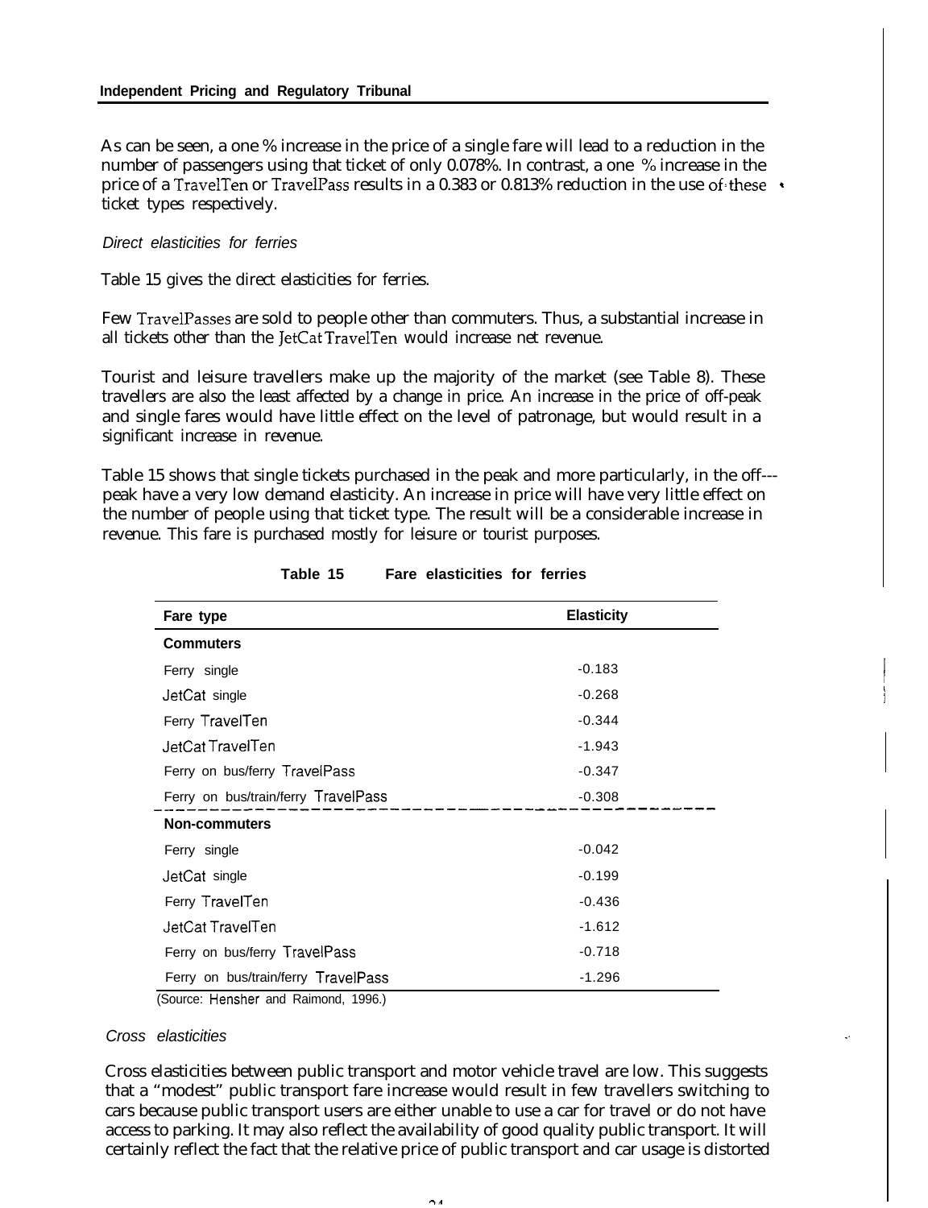As can be seen, a one % increase in the price of a single fare will lead to a reduction in the number of passengers using that ticket of only 0.078%. In contrast, a one % increase in the price of a TravelTen or TravelPass results in a 0.383 or 0.813% reduction in the use of these ticket types respectively.

*Direct elasticities for ferries*

Table 15 gives the direct elasticities for ferries.

Few TravelPasses are sold to people other than commuters. Thus, a substantial increase in all tickets other than the JetCat TravelTen would increase net revenue.

Tourist and leisure travellers make up the majority of the market (see Table 8). These travellers are also the least affected by a change in price. An increase in the price of off-peak and single fares would have little effect on the level of patronage, but would result in a significant increase in revenue.

Table 15 shows that single tickets purchased in the peak and more particularly, in the off-peak have a very low demand elasticity. An increase in price will have very little effect on the number of people using that ticket type. The result will be a considerable increase in revenue. This fare is purchased mostly for leisure or tourist purposes.

**Table 15 Fare elasticities for ferries**

| Fare type | Elasticity |
|---|---|
| **Commuters** | |
| Ferry single | -0.183 |
| JetCat single | -0.268 |
| Ferry TravelTen | -0.344 |
| JetCat TravelTen | -1.943 |
| Ferry on bus/ferry TravelPass | -0.347 |
| Ferry on bus/train/ferry TravelPass | -0.308 |
| **Non-commuters** | |
| Ferry single | -0.042 |
| JetCat single | -0.199 |
| Ferry TravelTen | -0.436 |
| JetCat TravelTen | -1.612 |
| Ferry on bus/ferry TravelPass | -0.718 |
| Ferry on bus/train/ferry TravelPass | -1.296 |

(Source: Hensher and Raimond, 1996.)

*Cross elasticities*

Cross elasticities between public transport and motor vehicle travel are low. This suggests that a "modest" public transport fare increase would result in few travellers switching to cars because public transport users are either unable to use a car for travel or do not have access to parking. It may also reflect the availability of good quality public transport. It will certainly reflect the fact that the relative price of public transport and car usage is distorted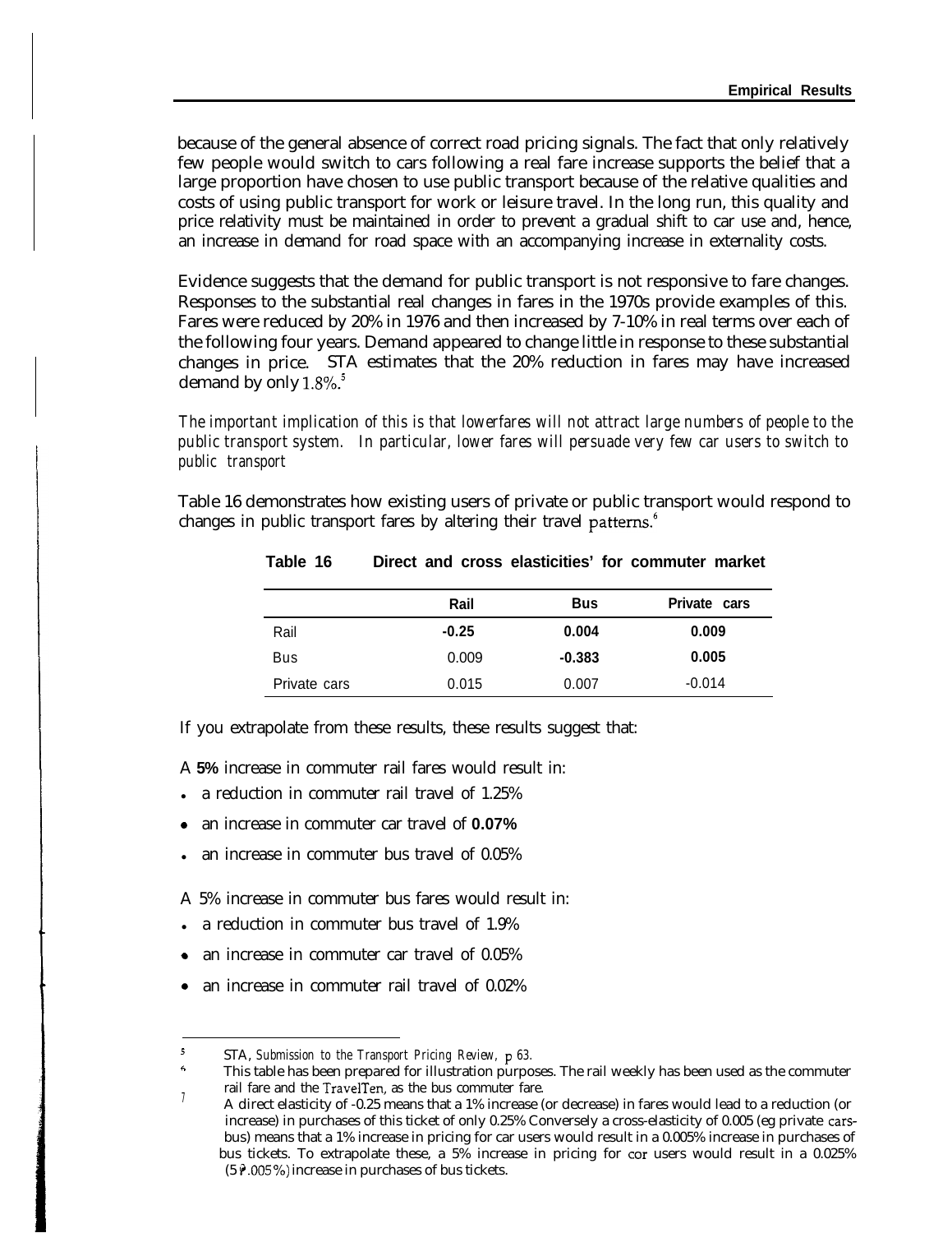because of the general absence of correct road pricing signals. The fact that only relatively few people would switch to cars following a real fare increase supports the belief that a large proportion have chosen to use public transport because of the relative qualities and costs of using public transport for work or leisure travel. In the long run, this quality and price relativity must be maintained in order to prevent a gradual shift to car use and, hence, an increase in demand for road space with an accompanying increase in externality costs.

Evidence suggests that the demand for public transport is not responsive to fare changes. Responses to the substantial real changes in fares in the 1970s provide examples of this. Fares were reduced by 20% in 1976 and then increased by 7-10% in real terms over each of the following four years. Demand appeared to change little in response to these substantial changes in price. STA estimates that the 20% reduction in fares may have increased demand by only 1.8%.[5]

*The important implication of this is that lowerfares will not attract large numbers of people to the public transport system. In particular, lower fares will persuade very few car users to switch to public transport*

Table 16 demonstrates how existing users of private or public transport would respond to changes in public transport fares by altering their travel patterns.[6]

**Table 16 Direct and cross elasticities' for commuter market**

| | Rail | Bus | Private cars |
|---|---|---|---|
| Rail | **-0.25** | **0.004** | **0.009** |
| Bus | 0.009 | **-0.383** | **0.005** |
| Private cars | 0.015 | 0.007 | -0.014 |

If you extrapolate from these results, these results suggest that:

A **5%** increase in commuter rail fares would result in:

- a reduction in commuter rail travel of 1.25%
- an increase in commuter car travel of **0.07%**
- an increase in commuter bus travel of 0.05%

A 5% increase in commuter bus fares would result in:

- a reduction in commuter bus travel of 1.9%
- an increase in commuter car travel of 0.05%
- an increase in commuter rail travel of 0.02%

---

[5] STA, *Submission to the Transport Pricing Review*, p 63.

[6] This table has been prepared for illustration purposes. The rail weekly has been used as the commuter rail fare and the TravelTen, as the bus commuter fare.

[7] A direct elasticity of -0.25 means that a 1% increase (or decrease) in fares would lead to a reduction (or increase) in purchases of this ticket of only 0.25% Conversely a cross-elasticity of 0.005 (eg private cars-bus) means that a 1% increase in pricing for car users would result in a 0.005% increase in purchases of bus tickets. To extrapolate these, a 5% increase in pricing for cor users would result in a 0.025% (5 ? .005 %) increase in purchases of bus tickets.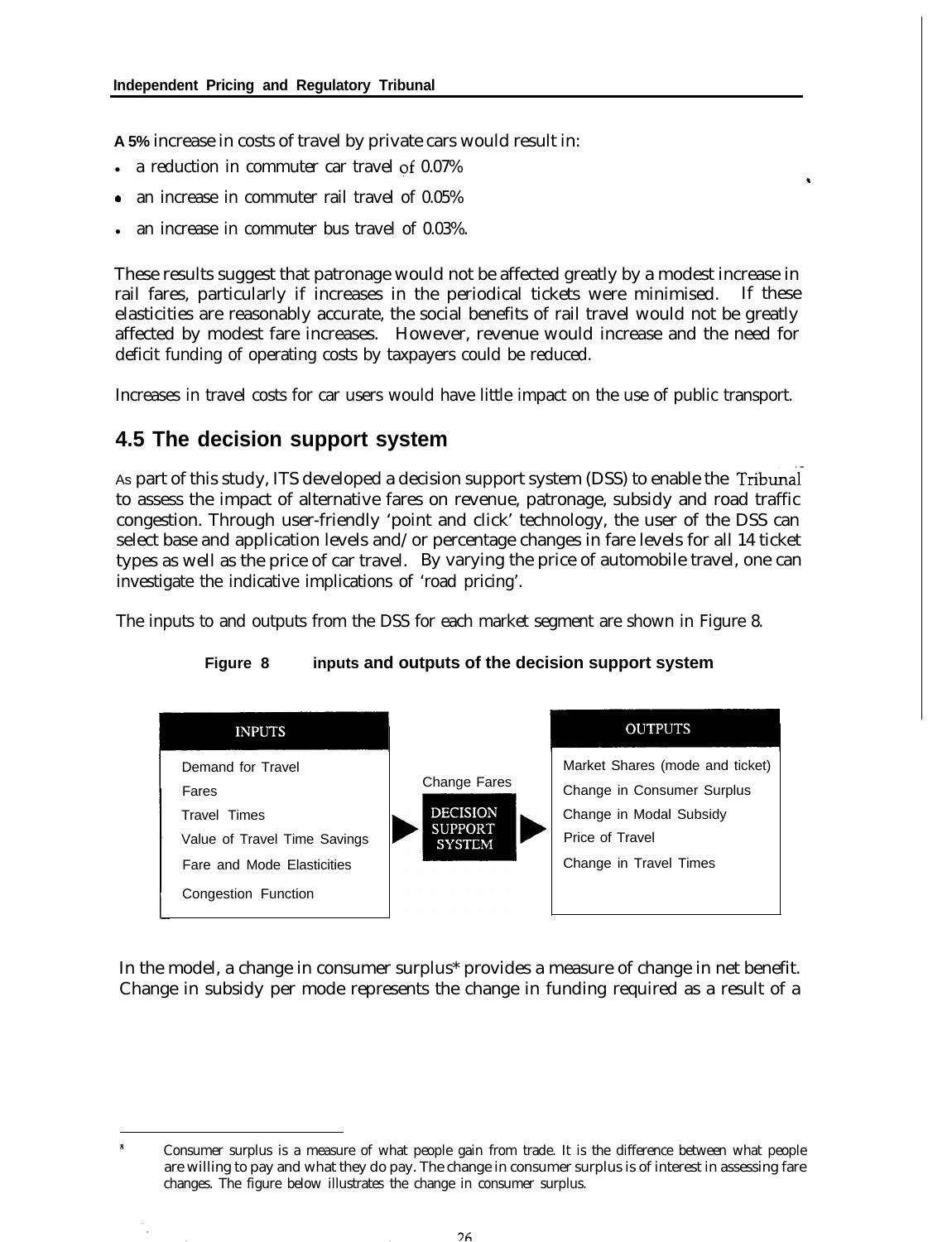**A 5%** increase in costs of travel by private cars would result in:

- a reduction in commuter car travel of 0.07%
- an increase in commuter rail travel of 0.05%
- an increase in commuter bus travel of 0.03%.

These results suggest that patronage would not be affected greatly by a modest increase in rail fares, particularly if increases in the periodical tickets were minimised. If these elasticities are reasonably accurate, the social benefits of rail travel would not be greatly affected by modest fare increases. However, revenue would increase and the need for deficit funding of operating costs by taxpayers could be reduced.

Increases in travel costs for car users would have little impact on the use of public transport.

## 4.5 The decision support system

As part of this study, ITS developed a decision support system (DSS) to enable the Tribunal to assess the impact of alternative fares on revenue, patronage, subsidy and road traffic congestion. Through user-friendly 'point and click' technology, the user of the DSS can select base and application levels and/or percentage changes in fare levels for all 14 ticket types as well as the price of car travel. By varying the price of automobile travel, one can investigate the indicative implications of 'road pricing'.

The inputs to and outputs from the DSS for each market segment are shown in Figure 8.

**Figure 8 Inputs and outputs of the decision support system**

| INPUTS | | OUTPUTS |
|---|---|---|
| Demand for Travel | Change Fares | Market Shares (mode and ticket) |
| Fares | ▶ DECISION SUPPORT SYSTEM ▶ | Change in Consumer Surplus |
| Travel Times | | Change in Modal Subsidy |
| Value of Travel Time Savings | | Price of Travel |
| Fare and Mode Elasticities | | Change in Travel Times |
| Congestion Function | | |

In the model, a change in consumer surplus* provides a measure of change in net benefit. Change in subsidy per mode represents the change in funding required as a result of a

---

\* Consumer surplus is a measure of what people gain from trade. It is the difference between what people are willing to pay and what they do pay. The change in consumer surplus is of interest in assessing fare changes. The figure below illustrates the change in consumer surplus.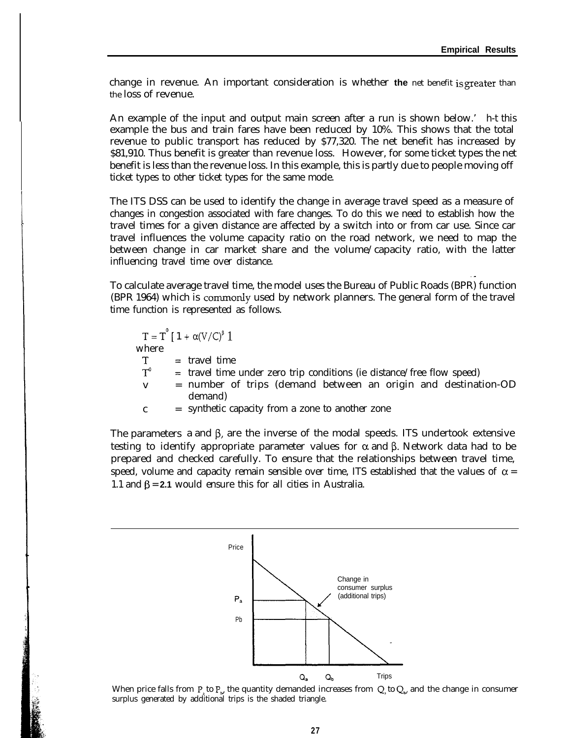change in revenue. An important consideration is whether the net benefit is greater than the loss of revenue.

An example of the input and output main screen after a run is shown below.' h-t this example the bus and train fares have been reduced by 10%. This shows that the total revenue to public transport has reduced by $77,320. The net benefit has increased by $81,910. Thus benefit is greater than revenue loss. However, for some ticket types the net benefit is less than the revenue loss. In this example, this is partly due to people moving off ticket types to other ticket types for the same mode.

The ITS DSS can be used to identify the change in average travel speed as a measure of changes in congestion associated with fare changes. To do this we need to establish how the travel times for a given distance are affected by a switch into or from car use. Since car travel influences the volume capacity ratio on the road network, we need to map the between change in car market share and the volume/capacity ratio, with the latter influencing travel time over distance.

To calculate average travel time, the model uses the Bureau of Public Roads (BPR) function (BPR 1964) which is commonly used by network planners. The general form of the travel time function is represented as follows.

$$T = T^0 [1 + \alpha(V/C)^\beta]$$

where

- $T$ = travel time
- $T^0$ = travel time under zero trip conditions (ie distance/free flow speed)
- $V$ = number of trips (demand between an origin and destination-OD demand)
- $C$ = synthetic capacity from a zone to another zone

The parameters $\alpha$ and $\beta$, are the inverse of the modal speeds. ITS undertook extensive testing to identify appropriate parameter values for $\alpha$ and $\beta$. Network data had to be prepared and checked carefully. To ensure that the relationships between travel time, speed, volume and capacity remain sensible over time, ITS established that the values of $\alpha$ = 1.1 and $\beta$ = 2.1 would ensure this for all cities in Australia.

When price falls from $P_a$ to $P_b$, the quantity demanded increases from $Q_a$ to $Q_b$, and the change in consumer surplus generated by additional trips is the shaded triangle.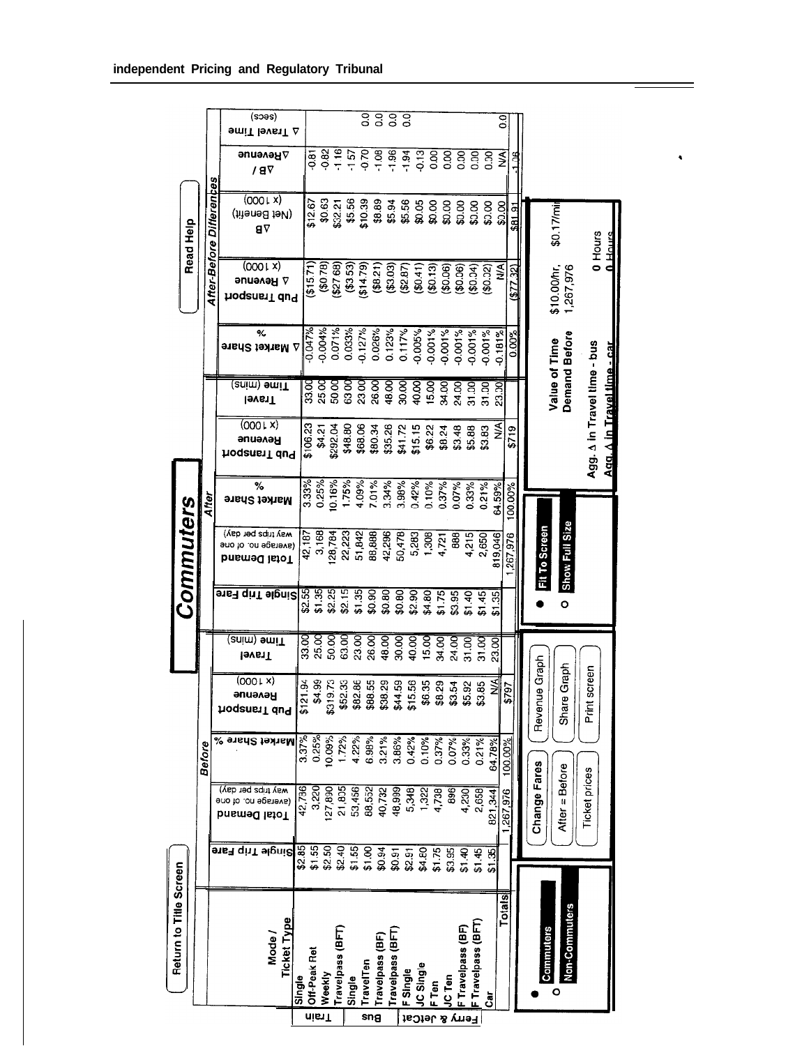independent Pricing and Regulatory Tribunal

Return to Title Screen

# Commuters

Read Help

| Mode | Ticket Type | Before: Single Trip Fare | Before: Total Demand (average no. of one way trips per day) | Before: Market Share % | Before: Pub Transport Revenue (x 1000) | Before: Travel Time (mins) | After: Single Trip Fare | After: Total Demand (average no. of one way trips per day) | After: Market Share % | After: Pub Transport Revenue (x 1000) | After: Travel Time (mins) | After-Before Differences: Δ Market Share % | After-Before Differences: Pub Transport Δ Revenue (x 1000) | After-Before Differences: ΔB (Net Benefit) (x 1000) | After-Before Differences: ΔB / ΔRevenue | After-Before Differences: Δ Travel Time (secs) |
|---|---|---|---|---|---|---|---|---|---|---|---|---|---|---|---|---|
| Train | Single | $2.85 | 42,736 | 3.37% | $121.94 | 33.00 | $2.55 | 42,187 | 3.33% | $106.23 | 33.00 | -0.047% | ($15.71) | $12.67 | -0.81 | |
| Train | Off-Peak Ret | $1.55 | 3,220 | 0.25% | $4.99 | 25.00 | $1.35 | 3,168 | 0.25% | $4.21 | 25.00 | -0.004% | ($0.78) | $0.63 | -0.82 | |
| Train | Weekly | $2.50 | 127,890 | 10.09% | $319.73 | 50.00 | $2.25 | 128,784 | 10.16% | $292.04 | 50.00 | 0.071% | ($27.68) | $32.21 | -1.16 | |
| Train | Travelpass (BFT) | $2.40 | 21,805 | 1.72% | $52.33 | 63.00 | $2.15 | 22,223 | 1.75% | $48.80 | 63.00 | 0.033% | ($3.53) | $5.56 | -1.57 | |
| Bus | Single | $1.55 | 53,456 | 4.22% | $82.86 | 23.00 | $1.35 | 51,842 | 4.09% | $68.06 | 23.00 | -0.127% | ($14.79) | $10.39 | -0.70 | 0.0 |
| Bus | TravelTen | $1.00 | 88,552 | 6.98% | $88.55 | 26.00 | $0.90 | 88,888 | 7.01% | $80.34 | 26.00 | 0.026% | ($8.21) | $8.89 | -1.08 | 0.0 |
| Bus | Travelpass (BF) | $0.94 | 40,732 | 3.21% | $38.29 | 48.00 | $0.80 | 42,296 | 3.34% | $35.26 | 48.00 | 0.123% | ($3.03) | $5.94 | -1.96 | 0.0 |
| Bus | Travelpass (BFT) | $0.91 | 48,999 | 3.86% | $44.59 | 30.00 | $0.80 | 50,478 | 3.98% | $41.72 | 30.00 | 0.117% | ($2.87) | $5.56 | -1.94 | 0.0 |
| Ferry & JetCat | F Single | $2.91 | 5,348 | 0.42% | $15.56 | 40.00 | $2.90 | 5,283 | 0.42% | $15.15 | 40.00 | -0.005% | ($0.41) | $0.05 | -0.13 | |
| Ferry & JetCat | JC Single | $4.80 | 1,322 | 0.10% | $6.35 | 15.00 | $4.80 | 1,308 | 0.10% | $6.22 | 15.00 | -0.001% | ($0.13) | $0.00 | 0.00 | |
| Ferry & JetCat | F Ten | $1.75 | 4,738 | 0.37% | $8.29 | 34.00 | $1.75 | 4,721 | 0.37% | $8.24 | 34.00 | -0.001% | ($0.06) | $0.00 | 0.00 | |
| Ferry & JetCat | JC Ten | $3.95 | 896 | 0.07% | $3.54 | 24.00 | $3.95 | 888 | 0.07% | $3.48 | 24.00 | -0.001% | ($0.06) | $0.00 | 0.00 | |
| Ferry & JetCat | F Travelpass (BF) | $1.40 | 4,230 | 0.33% | $5.92 | 31.00 | $1.40 | 4,215 | 0.33% | $5.88 | 31.00 | -0.001% | ($0.04) | $0.00 | 0.00 | |
| Ferry & JetCat | F Travelpass (BFT) | $1.45 | 2,658 | 0.21% | $3.85 | 31.00 | $1.45 | 2,650 | 0.21% | $3.83 | 31.00 | -0.001% | ($0.02) | $0.00 | 0.00 | |
| | Car | $1.35 | 821,344 | 64.78% | N/A | 23.00 | $1.35 | 819,046 | 64.59% | N/A | 23.00 | -0.181% | N/A | $0.00 | N/A | 0.0 |
| | Totals | | 1,267,976 | 100.00% | $797 | | | 1,267,976 | 100.00% | $719 | | 0.00% | ($77.32) | $81.91 | -1.06 | |

● Commuters
○ Non-Commuters

Change Fares | Revenue Graph
After = Before | Share Graph
Ticket prices | Print screen

● Fit To Screen
○ Show Full Size

Value of Time: $10.00/hr, $0.17/min
Demand Before: 1,267,976

Agg. Δ in Travel time - bus: 0 Hours
Agg. Δ in Travel time - car: 0 Hours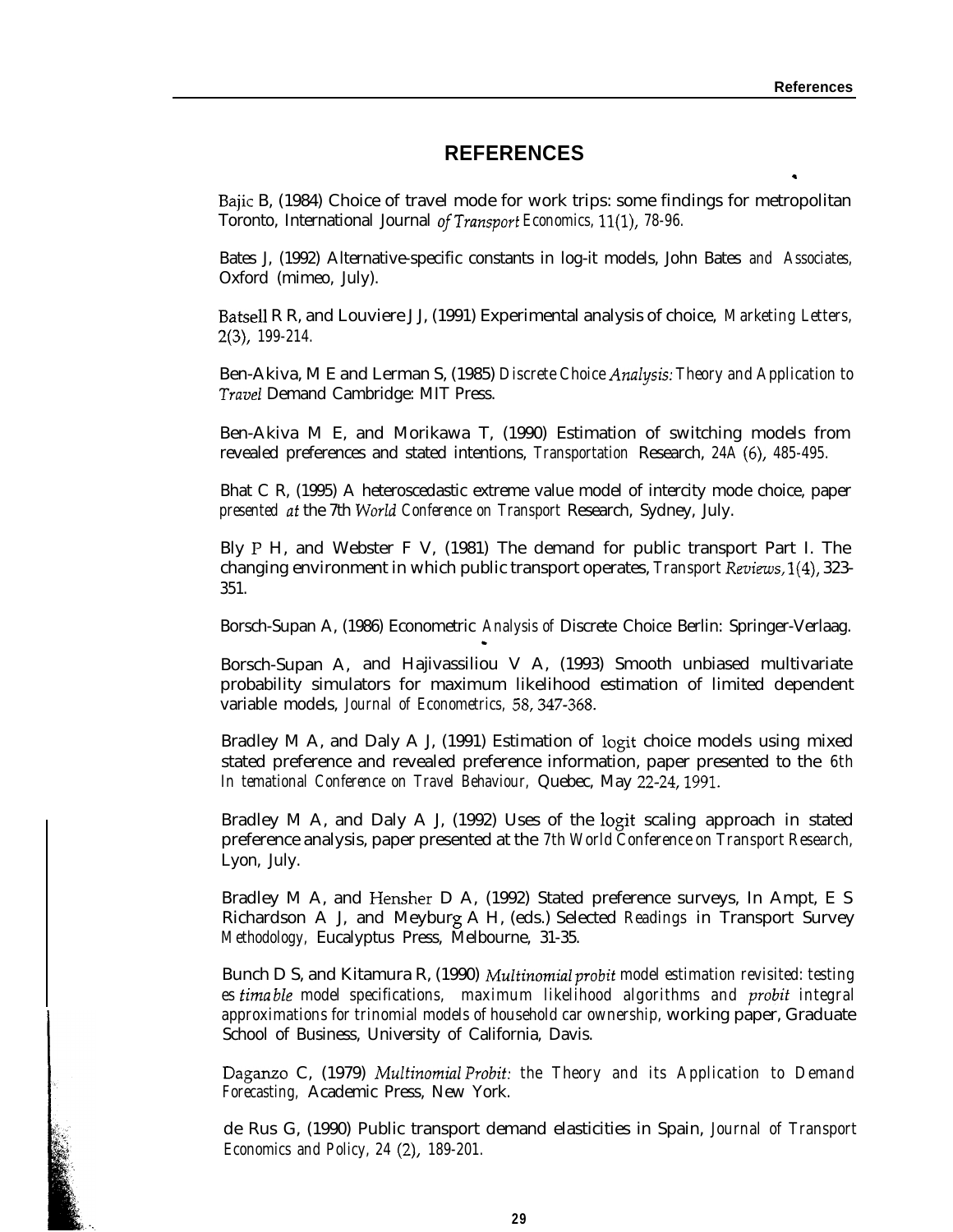# REFERENCES

Bajic B, (1984) Choice of travel mode for work trips: some findings for metropolitan Toronto, International Journal *of Transport Economics, 11(1), 78-96.*

Bates J, (1992) Alternative-specific constants in log-it models, John Bates *and Associates,* Oxford (mimeo, July).

Batsell R R, and Louviere J J, (1991) Experimental analysis of choice, *Marketing Letters,* 2(3), *199-214.*

Ben-Akiva, M E and Lerman S, (1985) *Discrete Choice Analysis: Theory and Application to Travel* Demand Cambridge: MIT Press.

Ben-Akiva M E, and Morikawa T, (1990) Estimation of switching models from revealed preferences and stated intentions, *Transportation* Research, *24A* (6), *485-495.*

Bhat C R, (1995) A heteroscedastic extreme value model of intercity mode choice, paper *presented at* the 7th *World Conference on Transport* Research, Sydney, July.

Bly P H, and Webster F V, (1981) The demand for public transport Part I. The changing environment in which public transport operates, *Transport Reviews,* 1(4), 323-351.

Borsch-Supan A, (1986) Econometric *Analysis of* Discrete Choice Berlin: Springer-Verlaag.

Borsch-Supan A, and Hajivassiliou V A, (1993) Smooth unbiased multivariate probability simulators for maximum likelihood estimation of limited dependent variable models, *Journal of Econometrics,* 58, 347-368.

Bradley M A, and Daly A J, (1991) Estimation of logit choice models using mixed stated preference and revealed preference information, paper presented to the *6th In ternational Conference on Travel Behaviour,* Quebec, May 22-24, 1991.

Bradley M A, and Daly A J, (1992) Uses of the logit scaling approach in stated preference analysis, paper presented at the *7th World Conference on Transport Research,* Lyon, July.

Bradley M A, and Hensher D A, (1992) Stated preference surveys, In Ampt, E S Richardson A J, and Meyburg A H, (eds.) Selected *Readings* in Transport Survey *Methodology,* Eucalyptus Press, Melbourne, 31-35.

Bunch D S, and Kitamura R, (1990) *Multinomial probit model estimation revisited: testing es timable model specifications, maximum likelihood algorithms and probit integral approximations for trinomial models of household car ownership,* working paper, Graduate School of Business, University of California, Davis.

Daganzo C, (1979) *Multinomial Probit: the Theory and its Application to Demand Forecasting,* Academic Press, New York.

de Rus G, (1990) Public transport demand elasticities in Spain, *Journal of Transport Economics and Policy, 24* (2), *189-201.*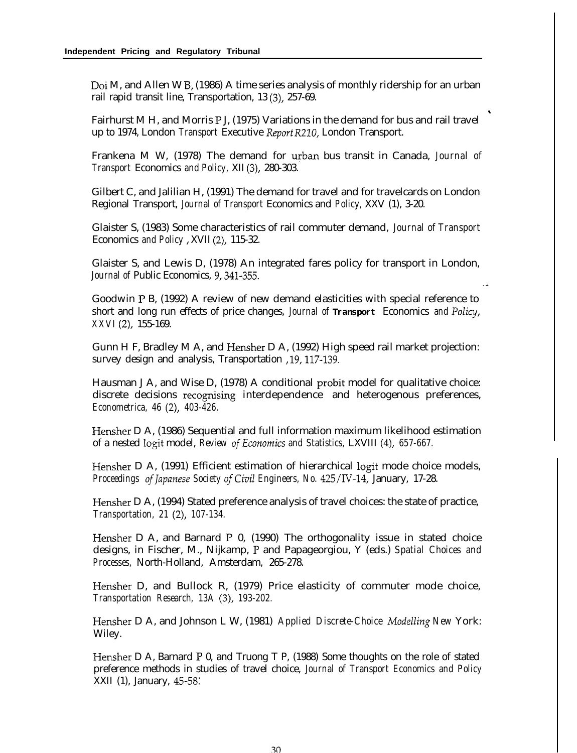Doi M, and Allen W B, (1986) A time series analysis of monthly ridership for an urban rail rapid transit line, Transportation, 13 (3), 257-69.

Fairhurst M H, and Morris P J, (1975) Variations in the demand for bus and rail travel up to 1974, London *Transport* Executive *Report R210,* London Transport.

Frankena M W, (1978) The demand for urban bus transit in Canada, *Journal of Transport* Economics *and Policy,* XII (3), 280-303.

Gilbert C, and Jalilian H, (1991) The demand for travel and for travelcards on London Regional Transport, *Journal of Transport* Economics and *Policy,* XXV (1), 3-20.

Glaister S, (1983) Some characteristics of rail commuter demand, *Journal of Transport* Economics *and Policy* , XVII (2), 115-32.

Glaister S, and Lewis D, (1978) An integrated fares policy for transport in London, *Journal of* Public Economics, 9, 341-355.

Goodwin P B, (1992) A review of new demand elasticities with special reference to short and long run effects of price changes, *Journal of* **Transport** Economics *and Policy, XXVI* (2), 155-169.

Gunn H F, Bradley M A, and Hensher D A, (1992) High speed rail market projection: survey design and analysis, Transportation , *19, 117-139.*

Hausman J A, and Wise D, (1978) A conditional probit model for qualitative choice: discrete decisions recognising interdependence and heterogenous preferences, *Econometrica, 46* (2), *403-426.*

Hensher D A, (1986) Sequential and full information maximum likelihood estimation of a nested logit model, *Review of Economics and Statistics,* LXVIII (4), *657-667.*

Hensher D A, (1991) Efficient estimation of hierarchical logit mode choice models, *Proceedings of Japanese Society of Civil Engineers, No. 425/IV-14,* January, 17-28.

Hensher D A, (1994) Stated preference analysis of travel choices: the state of practice, *Transportation, 21* (2), *107-134.*

Hensher D A, and Barnard P 0, (1990) The orthogonality issue in stated choice designs, in Fischer, M., Nijkamp, P and Papageorgiou, Y (eds.) *Spatial Choices and Processes,* North-Holland, Amsterdam, 265-278.

Hensher D, and Bullock R, (1979) Price elasticity of commuter mode choice, *Transportation Research, 13A* (3), *193-202.*

Hensher D A, and Johnson L W, (1981) *Applied Discrete-Choice Modelling New* York: Wiley.

Hensher D A, Barnard P 0, and Truong T P, (1988) Some thoughts on the role of stated preference methods in studies of travel choice, *Journal of Transport Economics and Policy* XXII (1), January, 45-58.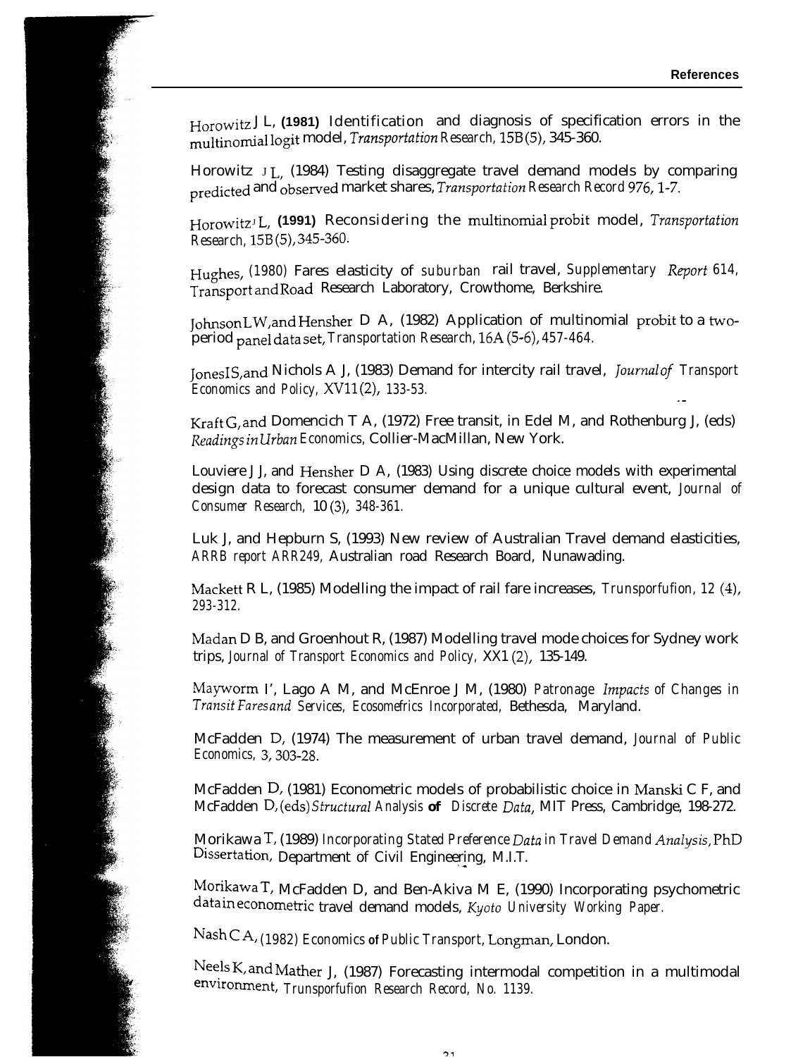Horowitz J L, (1981) Identification and diagnosis of specification errors in the multinomial logit model, *Transportation Research*, 15B (5), 345-360.

Horowitz J L, (1984) Testing disaggregate travel demand models by comparing predicted and observed market shares, *Transportation Research Record* 976, 1-7.

Horowitz J L, (1991) Reconsidering the multinomial probit model, *Transportation Research*, 15B (5), 345-360.

Hughes, (1980) Fares elasticity of suburban rail travel, *Supplementary Report* 614, Transport and Road Research Laboratory, Crowthome, Berkshire.

Johnson L W, and Hensher D A, (1982) Application of multinomial probit to a two-period panel data set, *Transportation Research*, 16A (5-6), 457-464.

Jones I S, and Nichols A J, (1983) Demand for intercity rail travel, *Journal of Transport Economics and Policy*, XV11 (2), 133-53.

Kraft G, and Domencich T A, (1972) Free transit, in Edel M, and Rothenburg J, (eds) *Readings in Urban Economics*, Collier-MacMillan, New York.

Louviere J J, and Hensher D A, (1983) Using discrete choice models with experimental design data to forecast consumer demand for a unique cultural event, *Journal of Consumer Research*, 10 (3), 348-361.

Luk J, and Hepburn S, (1993) New review of Australian Travel demand elasticities, *ARRB report ARR249*, Australian road Research Board, Nunawading.

Mackett R L, (1985) Modelling the impact of rail fare increases, *Trunsporfufion*, 12 (4), 293-312.

Madan D B, and Groenhout R, (1987) Modelling travel mode choices for Sydney work trips, *Journal of Transport Economics and Policy*, XX1 (2), 135-149.

Mayworm I', Lago A M, and McEnroe J M, (1980) *Patronage Impacts of Changes in Transit Fares and Services*, *Ecosomefrics Incorporated*, Bethesda, Maryland.

McFadden D, (1974) The measurement of urban travel demand, *Journal of Public Economics*, 3, 303-28.

McFadden D, (1981) Econometric models of probabilistic choice in Manski C F, and McFadden D, (eds) *Structural Analysis of Discrete Data*, MIT Press, Cambridge, 198-272.

Morikawa T, (1989) *Incorporating Stated Preference Data in Travel Demand Analysis*, PhD Dissertation, Department of Civil Engineering, M.I.T.

Morikawa T, McFadden D, and Ben-Akiva M E, (1990) Incorporating psychometric data in econometric travel demand models, *Kyoto University Working Paper*.

Nash C A, (1982) *Economics of Public Transport*, Longman, London.

Neels K, and Mather J, (1987) Forecasting intermodal competition in a multimodal environment, *Trunsporfufion Research Record*, No. 1139.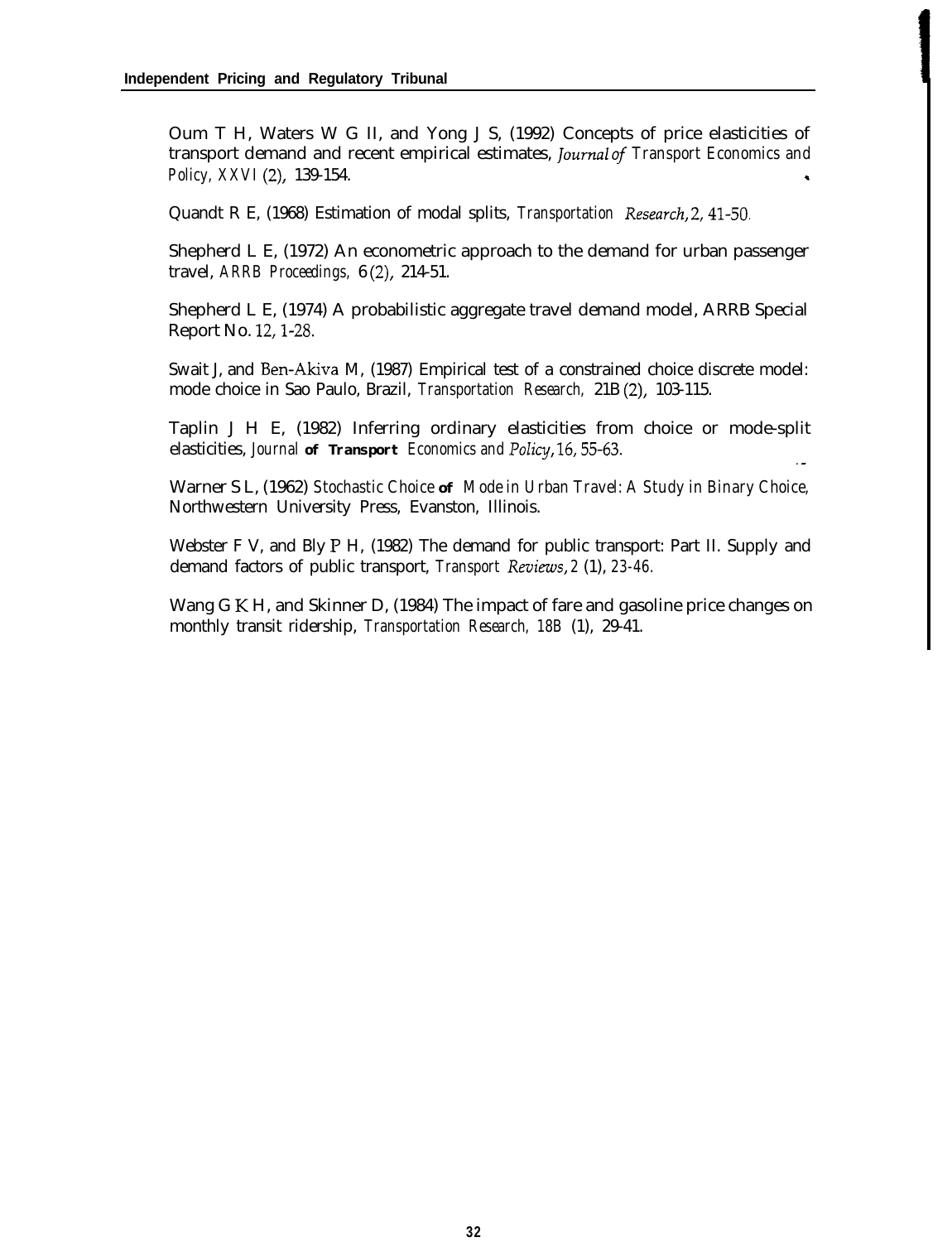Oum T H, Waters W G II, and Yong J S, (1992) Concepts of price elasticities of transport demand and recent empirical estimates, *Journal of Transport Economics and Policy, XXVI* (2), 139-154.

Quandt R E, (1968) Estimation of modal splits, *Transportation Research*, 2, 41-50.

Shepherd L E, (1972) An econometric approach to the demand for urban passenger travel, *ARRB Proceedings,* 6 (2), 214-51.

Shepherd L E, (1974) A probabilistic aggregate travel demand model, ARRB Special Report No. 12, 1-28.

Swait J, and Ben-Akiva M, (1987) Empirical test of a constrained choice discrete model: mode choice in Sao Paulo, Brazil, *Transportation Research,* 21B (2), 103-115.

Taplin J H E, (1982) Inferring ordinary elasticities from choice or mode-split elasticities, *Journal of Transport Economics and Policy*, 16, 55-63.

Warner S L, (1962) *Stochastic Choice of Mode in Urban Travel: A Study in Binary Choice,* Northwestern University Press, Evanston, Illinois.

Webster F V, and Bly P H, (1982) The demand for public transport: Part II. Supply and demand factors of public transport, *Transport Reviews*, 2 (1), 23-46.

Wang G K H, and Skinner D, (1984) The impact of fare and gasoline price changes on monthly transit ridership, *Transportation Research, 18B* (1), 29-41.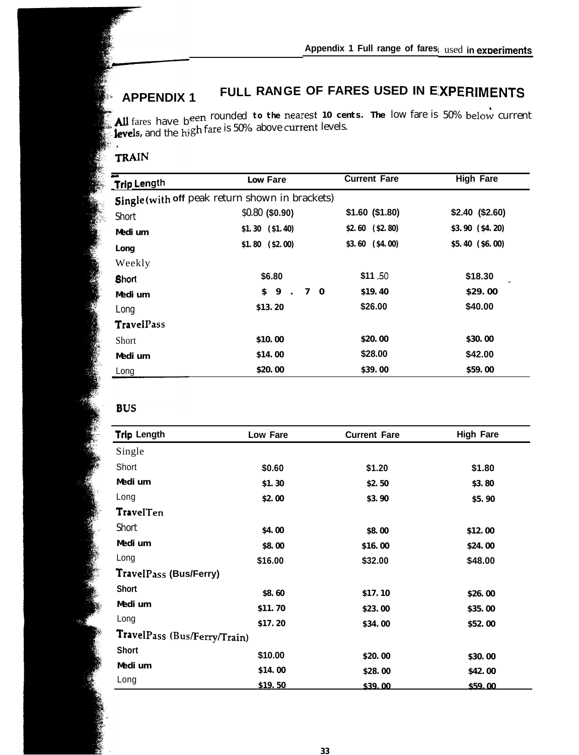# APPENDIX 1 FULL RANGE OF FARES USED IN EXPERIMENTS

All fares have been rounded to the nearest 10 cents. The low fare is 50% below current levels, and the high fare is 50% above current levels.

## TRAIN

| Trip Length | Low Fare | Current Fare | High Fare |
|---|---|---|---|
| Single (with off peak return shown in brackets) | | | |
| Short | $0.80 ($0.90) | $1.60 ($1.80) | $2.40 ($2.60) |
| Medium | $1.30 ($1.40) | $2.60 ($2.80) | $3.90 ($4.20) |
| Long | $1.80 ($2.00) | $3.60 ($4.00) | $5.40 ($6.00) |
| Weekly | | | |
| Short | $6.80 | $11.50 | $18.30 |
| Medium | $9.70 | $19.40 | $29.00 |
| Long | $13.20 | $26.00 | $40.00 |
| TravelPass | | | |
| Short | $10.00 | $20.00 | $30.00 |
| Medium | $14.00 | $28.00 | $42.00 |
| Long | $20.00 | $39.00 | $59.00 |

## BUS

| Trip Length | Low Fare | Current Fare | High Fare |
|---|---|---|---|
| Single | | | |
| Short | $0.60 | $1.20 | $1.80 |
| Medium | $1.30 | $2.50 | $3.80 |
| Long | $2.00 | $3.90 | $5.90 |
| TravelTen | | | |
| Short | $4.00 | $8.00 | $12.00 |
| Medium | $8.00 | $16.00 | $24.00 |
| Long | $16.00 | $32.00 | $48.00 |
| TravelPass (Bus/Ferry) | | | |
| Short | $8.60 | $17.10 | $26.00 |
| Medium | $11.70 | $23.00 | $35.00 |
| Long | $17.20 | $34.00 | $52.00 |
| TravelPass (Bus/Ferry/Train) | | | |
| Short | $10.00 | $20.00 | $30.00 |
| Medium | $14.00 | $28.00 | $42.00 |
| Long | $19.50 | $39.00 | $59.00 |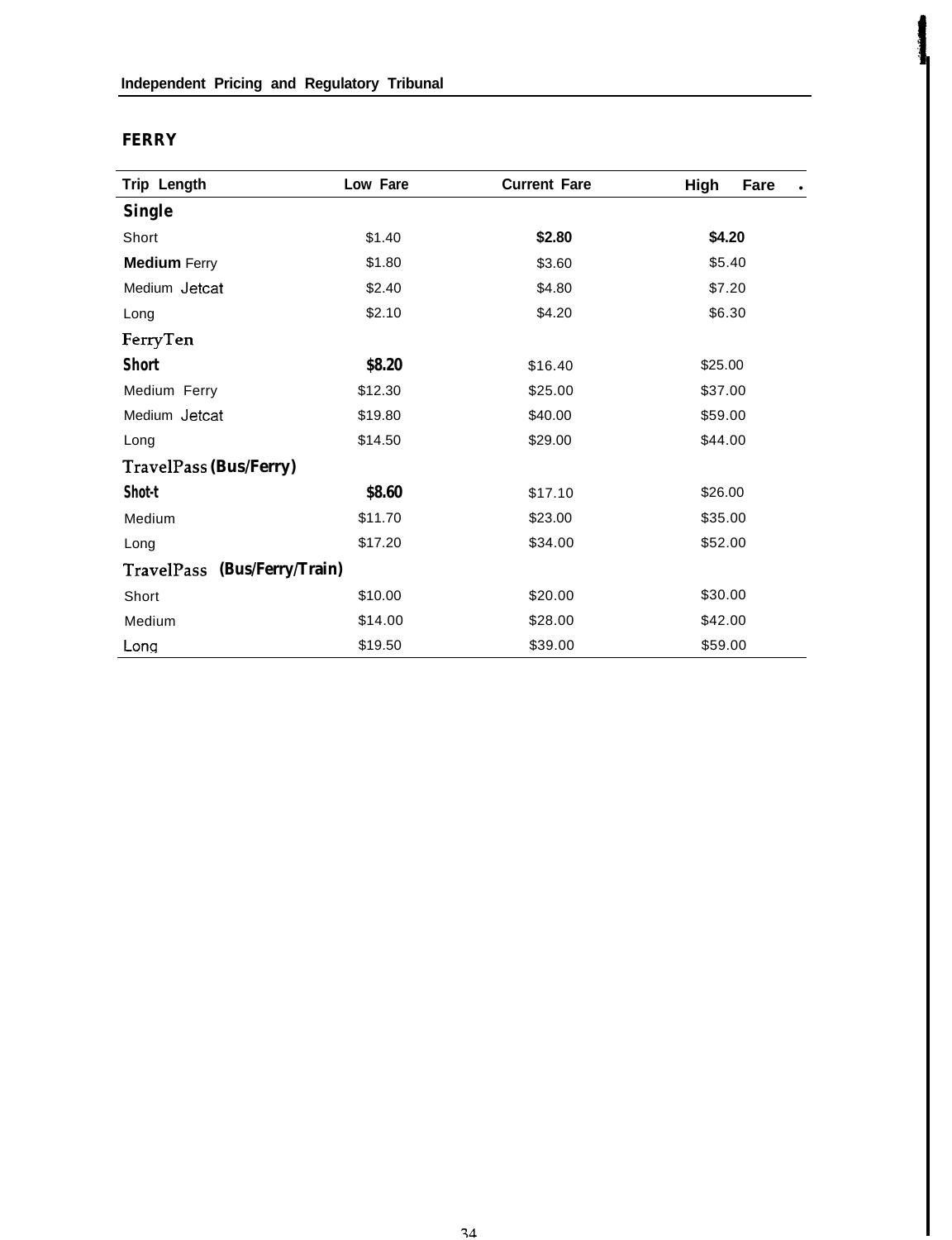## FERRY

| Trip Length | Low Fare | Current Fare | High Fare |
|---|---|---|---|
| **Single** | | | |
| Short | $1.40 | **$2.80** | **$4.20** |
| **Medium** Ferry | $1.80 | $3.60 | $5.40 |
| Medium Jetcat | $2.40 | $4.80 | $7.20 |
| Long | $2.10 | $4.20 | $6.30 |
| **FerryTen** | | | |
| **Short** | **$8.20** | $16.40 | $25.00 |
| Medium Ferry | $12.30 | $25.00 | $37.00 |
| Medium Jetcat | $19.80 | $40.00 | $59.00 |
| Long | $14.50 | $29.00 | $44.00 |
| **TravelPass (Bus/Ferry)** | | | |
| **Shot-t** | **$8.60** | $17.10 | $26.00 |
| Medium | $11.70 | $23.00 | $35.00 |
| Long | $17.20 | $34.00 | $52.00 |
| **TravelPass (Bus/Ferry/Train)** | | | |
| Short | $10.00 | $20.00 | $30.00 |
| Medium | $14.00 | $28.00 | $42.00 |
| Long | $19.50 | $39.00 | $59.00 |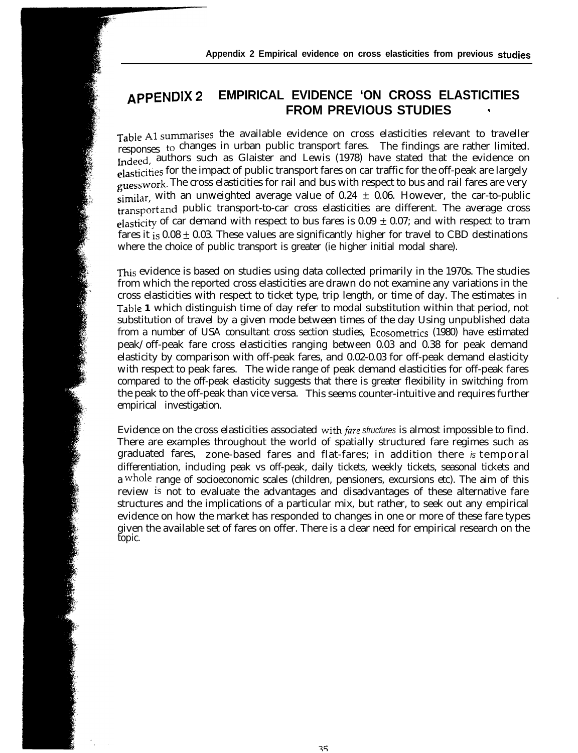# APPENDIX 2 EMPIRICAL EVIDENCE ON CROSS ELASTICITIES FROM PREVIOUS STUDIES

Table A1 summarises the available evidence on cross elasticities relevant to traveller responses to changes in urban public transport fares. The findings are rather limited. Indeed, authors such as Glaister and Lewis (1978) have stated that the evidence on elasticities for the impact of public transport fares on car traffic for the off-peak are largely guesswork. The cross elasticities for rail and bus with respect to bus and rail fares are very similar, with an unweighted average value of 0.24 $\pm$ 0.06. However, the car-to-public transport and public transport-to-car cross elasticities are different. The average cross elasticity of car demand with respect to bus fares is 0.09 $\pm$ 0.07; and with respect to tram fares it is 0.08 $\pm$ 0.03. These values are significantly higher for travel to CBD destinations where the choice of public transport is greater (ie higher initial modal share).

This evidence is based on studies using data collected primarily in the 1970s. The studies from which the reported cross elasticities are drawn do not examine any variations in the cross elasticities with respect to ticket type, trip length, or time of day. The estimates in Table 1 which distinguish time of day refer to modal substitution within that period, not substitution of travel by a given mode between times of the day Using unpublished data from a number of USA consultant cross section studies, Ecosometrics (1980) have estimated peak/off-peak fare cross elasticities ranging between 0.03 and 0.38 for peak demand elasticity by comparison with off-peak fares, and 0.02-0.03 for off-peak demand elasticity with respect to peak fares. The wide range of peak demand elasticities for off-peak fares compared to the off-peak elasticity suggests that there is greater flexibility in switching from the peak to the off-peak than vice versa. This seems counter-intuitive and requires further empirical investigation.

Evidence on the cross elasticities associated with *fare sfrucfures* is almost impossible to find. There are examples throughout the world of spatially structured fare regimes such as graduated fares, zone-based fares and flat-fares; in addition there *is* temporal differentiation, including peak vs off-peak, daily tickets, weekly tickets, seasonal tickets and a whole range of socioeconomic scales (children, pensioners, excursions etc). The aim of this review is not to evaluate the advantages and disadvantages of these alternative fare structures and the implications of a particular mix, but rather, to seek out any empirical evidence on how the market has responded to changes in one or more of these fare types given the available set of fares on offer. There is a clear need for empirical research on the topic.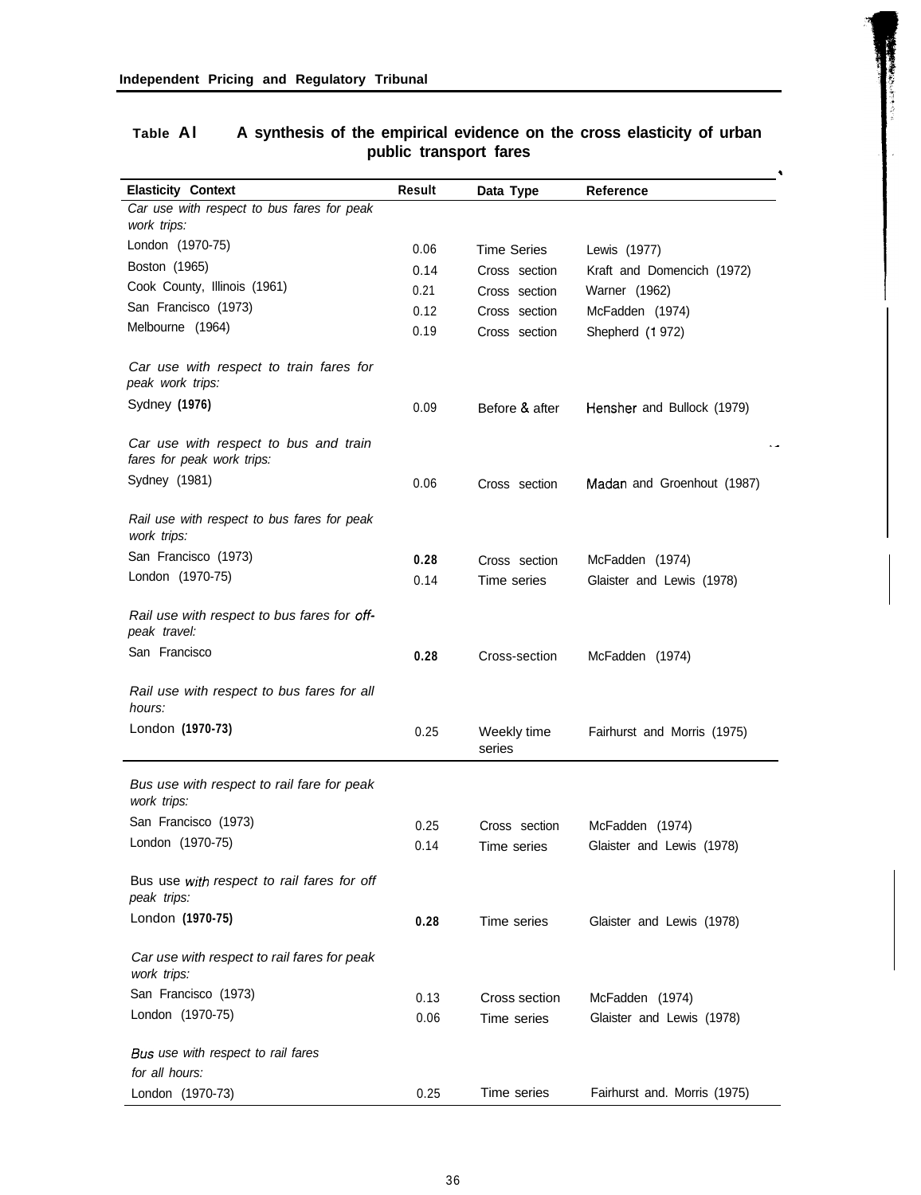**Table A1 A synthesis of the empirical evidence on the cross elasticity of urban public transport fares**

| Elasticity Context | Result | Data Type | Reference |
|---|---|---|---|
| *Car use with respect to bus fares for peak work trips:* | | | |
| London (1970-75) | 0.06 | Time Series | Lewis (1977) |
| Boston (1965) | 0.14 | Cross section | Kraft and Domencich (1972) |
| Cook County, Illinois (1961) | 0.21 | Cross section | Warner (1962) |
| San Francisco (1973) | 0.12 | Cross section | McFadden (1974) |
| Melbourne (1964) | 0.19 | Cross section | Shepherd (1972) |
| *Car use with respect to train fares for peak work trips:* | | | |
| Sydney (1976) | 0.09 | Before & after | Hensher and Bullock (1979) |
| *Car use with respect to bus and train fares for peak work trips:* | | | |
| Sydney (1981) | 0.06 | Cross section | Madan and Groenhout (1987) |
| *Rail use with respect to bus fares for peak work trips:* | | | |
| San Francisco (1973) | **0.28** | Cross section | McFadden (1974) |
| London (1970-75) | 0.14 | Time series | Glaister and Lewis (1978) |
| *Rail use with respect to bus fares for off-peak travel:* | | | |
| San Francisco | **0.28** | Cross-section | McFadden (1974) |
| *Rail use with respect to bus fares for all hours:* | | | |
| London (1970-73) | 0.25 | Weekly time series | Fairhurst and Morris (1975) |
| *Bus use with respect to rail fare for peak work trips:* | | | |
| San Francisco (1973) | 0.25 | Cross section | McFadden (1974) |
| London (1970-75) | 0.14 | Time series | Glaister and Lewis (1978) |
| *Bus use with respect to rail fares for off peak trips:* | | | |
| London (1970-75) | **0.28** | Time series | Glaister and Lewis (1978) |
| *Car use with respect to rail fares for peak work trips:* | | | |
| San Francisco (1973) | 0.13 | Cross section | McFadden (1974) |
| London (1970-75) | 0.06 | Time series | Glaister and Lewis (1978) |
| *Bus use with respect to rail fares for all hours:* | | | |
| London (1970-73) | 0.25 | Time series | Fairhurst and. Morris (1975) |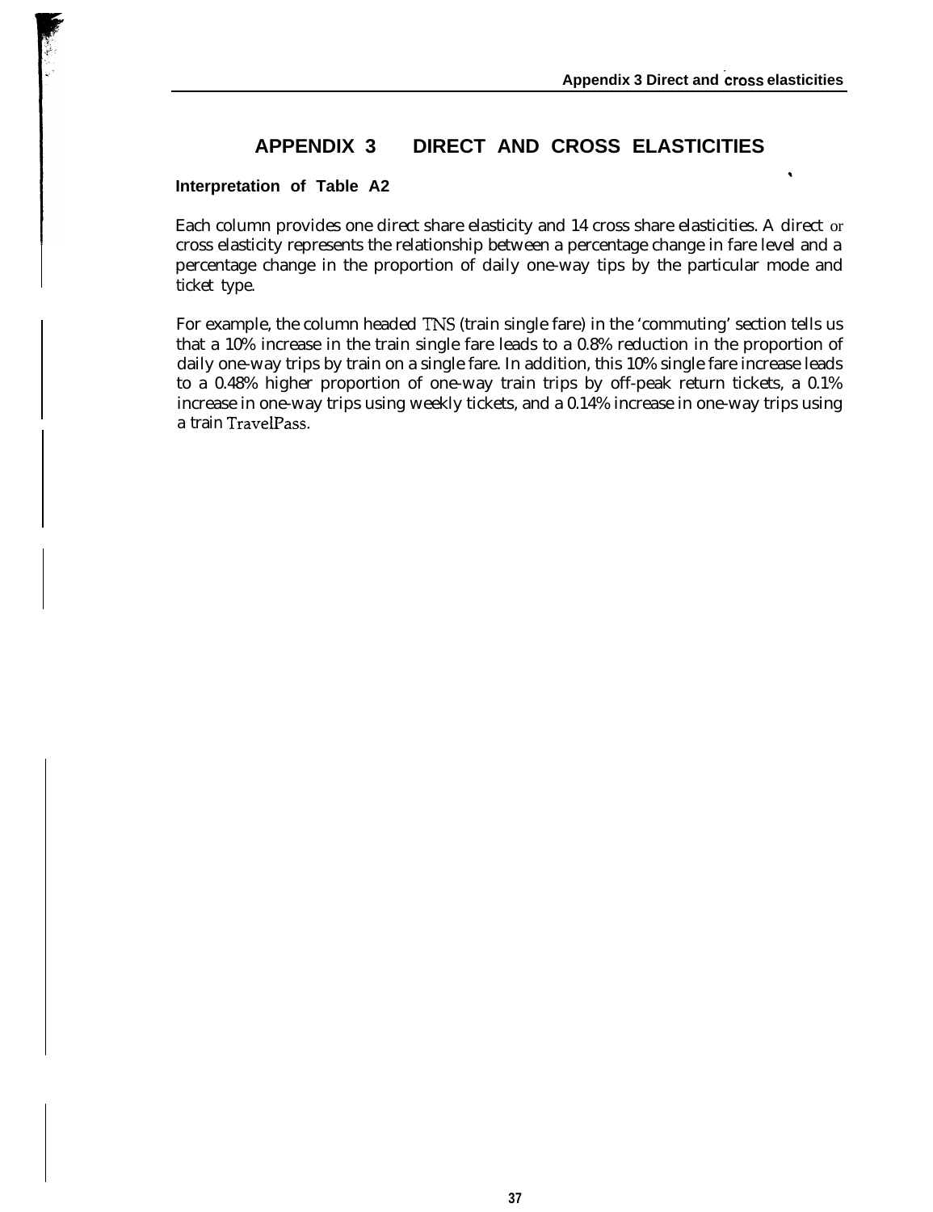# APPENDIX 3 DIRECT AND CROSS ELASTICITIES

**Interpretation of Table A2**

Each column provides one direct share elasticity and 14 cross share elasticities. A direct or cross elasticity represents the relationship between a percentage change in fare level and a percentage change in the proportion of daily one-way tips by the particular mode and ticket type.

For example, the column headed TNS (train single fare) in the 'commuting' section tells us that a 10% increase in the train single fare leads to a 0.8% reduction in the proportion of daily one-way trips by train on a single fare. In addition, this 10% single fare increase leads to a 0.48% higher proportion of one-way train trips by off-peak return tickets, a 0.1% increase in one-way trips using weekly tickets, and a 0.14% increase in one-way trips using a train TravelPass.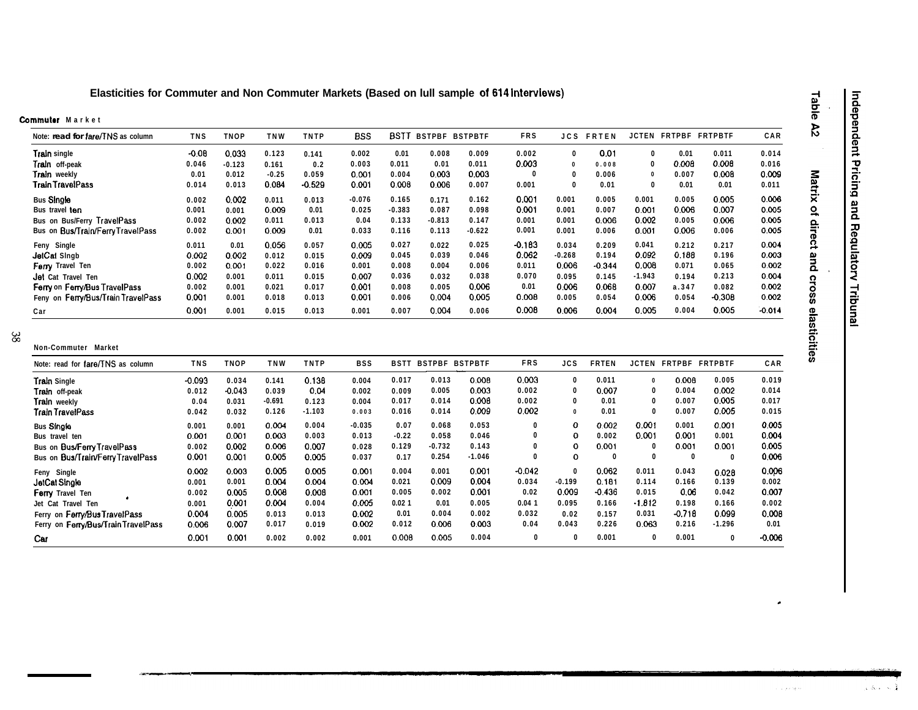## Independent Pricing and Regulatory Tribunal

### Table A2 Matrix of direct and cross elasticities

**Elasticities for Commuter and Non Commuter Markets (Based on full sample of 614 Interviews)**

**Commuter Market**

| Note: read for fare/TNS as column | TNS | TNOP | TNW | TNTP | BSS | BSTT | BSTPBF | BSTPBTF | FRS | JCS | FRTEN | JCTEN | FRTPBF | FRTPBTF | CAR |
|---|---|---|---|---|---|---|---|---|---|---|---|---|---|---|---|
| Train single | -0.08 | 0.033 | 0.123 | 0.141 | 0.002 | 0.01 | 0.008 | 0.009 | 0.002 | 0 | 0.01 | 0 | 0.01 | 0.011 | 0.014 |
| Train off-peak | 0.046 | -0.123 | 0.161 | 0.2 | 0.003 | 0.011 | 0.01 | 0.011 | 0.003 | 0 | 0.008 | 0 | 0.008 | 0.008 | 0.016 |
| Train weekly | 0.01 | 0.012 | -0.25 | 0.059 | 0.001 | 0.004 | 0.003 | 0.003 | 0 | 0 | 0.006 | 0 | 0.007 | 0.008 | 0.009 |
| Train TravelPass | 0.014 | 0.013 | 0.084 | -0.529 | 0.001 | 0.008 | 0.006 | 0.007 | 0.001 | 0 | 0.01 | 0 | 0.01 | 0.01 | 0.011 |
| Bus Single | 0.002 | 0.002 | 0.011 | 0.013 | -0.076 | 0.165 | 0.171 | 0.162 | 0.001 | 0.001 | 0.005 | 0.001 | 0.005 | 0.005 | 0.006 |
| Bus travel ten | 0.001 | 0.001 | 0.009 | 0.01 | 0.025 | -0.383 | 0.087 | 0.098 | 0.001 | 0.001 | 0.007 | 0.001 | 0.006 | 0.007 | 0.005 |
| Bus on Bus/Ferry TravelPass | 0.002 | 0.002 | 0.011 | 0.013 | 0.04 | 0.133 | -0.813 | 0.147 | 0.001 | 0.001 | 0.006 | 0.002 | 0.005 | 0.006 | 0.005 |
| Bus on Bus/Train/Ferry TravelPass | 0.002 | 0.001 | 0.009 | 0.01 | 0.033 | 0.116 | 0.113 | -0.622 | 0.001 | 0.001 | 0.006 | 0.001 | 0.006 | 0.006 | 0.005 |
| Feny Single | 0.011 | 0.01 | 0.056 | 0.057 | 0.005 | 0.027 | 0.022 | 0.025 | -0.183 | 0.034 | 0.209 | 0.041 | 0.212 | 0.217 | 0.004 |
| JetCat Singb | 0.002 | 0.002 | 0.012 | 0.015 | 0.009 | 0.045 | 0.039 | 0.046 | 0.062 | -0.268 | 0.194 | 0.092 | 0.188 | 0.196 | 0.003 |
| Ferry Travel Ten | 0.002 | 0.001 | 0.022 | 0.016 | 0.001 | 0.008 | 0.004 | 0.006 | 0.011 | 0.006 | -0.344 | 0.008 | 0.071 | 0.065 | 0.002 |
| Jet Cat Travel Ten | 0.002 | 0.001 | 0.011 | 0.015 | 0.007 | 0.036 | 0.032 | 0.038 | 0.070 | 0.095 | 0.145 | -1.943 | 0.194 | 0.213 | 0.004 |
| Ferry on Ferry/Bus TravelPass | 0.002 | 0.001 | 0.021 | 0.017 | 0.001 | 0.008 | 0.005 | 0.006 | 0.01 | 0.006 | 0.068 | 0.007 | a.347 | 0.082 | 0.002 |
| Feny on Ferry/Bus/Train TravelPass | 0.001 | 0.001 | 0.018 | 0.013 | 0.001 | 0.006 | 0.004 | 0.005 | 0.008 | 0.005 | 0.054 | 0.006 | 0.054 | -0.308 | 0.002 |
| Car | 0.001 | 0.001 | 0.015 | 0.013 | 0.001 | 0.007 | 0.004 | 0.006 | 0.008 | 0.006 | 0.004 | 0.005 | 0.004 | 0.005 | -0.014 |

**Non-Commuter Market**

| Note: read for fare/TNS as column | TNS | TNOP | TNW | TNTP | BSS | BSTT | BSTPBF | BSTPBTF | FRS | JCS | FRTEN | JCTEN | FRTPBF | FRTPBTF | CAR |
|---|---|---|---|---|---|---|---|---|---|---|---|---|---|---|---|
| Train Single | -0.093 | 0.034 | 0.141 | 0.138 | 0.004 | 0.017 | 0.013 | 0.008 | 0.003 | 0 | 0.011 | 0 | 0.008 | 0.005 | 0.019 |
| Train off-peak | 0.012 | -0.043 | 0.039 | 0.04 | 0.002 | 0.009 | 0.005 | 0.003 | 0.002 | 0 | 0.007 | 0 | 0.004 | 0.002 | 0.014 |
| Train weekly | 0.04 | 0.031 | -0.691 | 0.123 | 0.004 | 0.017 | 0.014 | 0.008 | 0.002 | 0 | 0.01 | 0 | 0.007 | 0.005 | 0.017 |
| Train TravelPass | 0.042 | 0.032 | 0.126 | -1.103 | 0.003 | 0.016 | 0.014 | 0.009 | 0.002 | 0 | 0.01 | 0 | 0.007 | 0.005 | 0.015 |
| Bus Single | 0.001 | 0.001 | 0.004 | 0.004 | -0.035 | 0.07 | 0.068 | 0.053 | 0 | 0 | 0.002 | 0.001 | 0.001 | 0.001 | 0.005 |
| Bus travel ten | 0.001 | 0.001 | 0.003 | 0.003 | 0.013 | -0.22 | 0.058 | 0.046 | 0 | 0 | 0.002 | 0.001 | 0.001 | 0.001 | 0.004 |
| Bus on Bus/Ferry TravelPass | 0.002 | 0.002 | 0.006 | 0.007 | 0.028 | 0.129 | -0.732 | 0.143 | 0 | 0 | 0.001 | 0 | 0.001 | 0.001 | 0.005 |
| Bus on Bus/Train/Ferry TravelPass | 0.001 | 0.001 | 0.005 | 0.005 | 0.037 | 0.17 | 0.254 | -1.046 | 0 | 0 | 0 | 0 | 0 | 0 | 0.006 |
| Feny Single | 0.002 | 0.003 | 0.005 | 0.005 | 0.001 | 0.004 | 0.001 | 0.001 | -0.042 | 0 | 0.062 | 0.011 | 0.043 | 0.028 | 0.006 |
| JetCat Single | 0.001 | 0.001 | 0.004 | 0.004 | 0.004 | 0.021 | 0.009 | 0.004 | 0.034 | -0.199 | 0.181 | 0.114 | 0.166 | 0.139 | 0.002 |
| Ferry Travel Ten | 0.002 | 0.005 | 0.008 | 0.008 | 0.001 | 0.005 | 0.002 | 0.001 | 0.02 | 0.009 | -0.436 | 0.015 | 0.06 | 0.042 | 0.007 |
| Jet Cat Travel Ten | 0.001 | 0.001 | 0.004 | 0.004 | 0.005 | 0.02 1 | 0.01 | 0.005 | 0.04 1 | 0.095 | 0.166 | -1.812 | 0.198 | 0.166 | 0.002 |
| Ferry on Ferry/Bus TravelPass | 0.004 | 0.005 | 0.013 | 0.013 | 0.002 | 0.01 | 0.004 | 0.002 | 0.032 | 0.02 | 0.157 | 0.031 | -0.718 | 0.099 | 0.008 |
| Ferry on Ferry/Bus/Train TravelPass | 0.006 | 0.007 | 0.017 | 0.019 | 0.002 | 0.012 | 0.006 | 0.003 | 0.04 | 0.043 | 0.226 | 0.063 | 0.216 | -1.296 | 0.01 |
| Car | 0.001 | 0.001 | 0.002 | 0.002 | 0.001 | 0.008 | 0.005 | 0.004 | 0 | 0 | 0.001 | 0 | 0.001 | 0 | -0.006 |